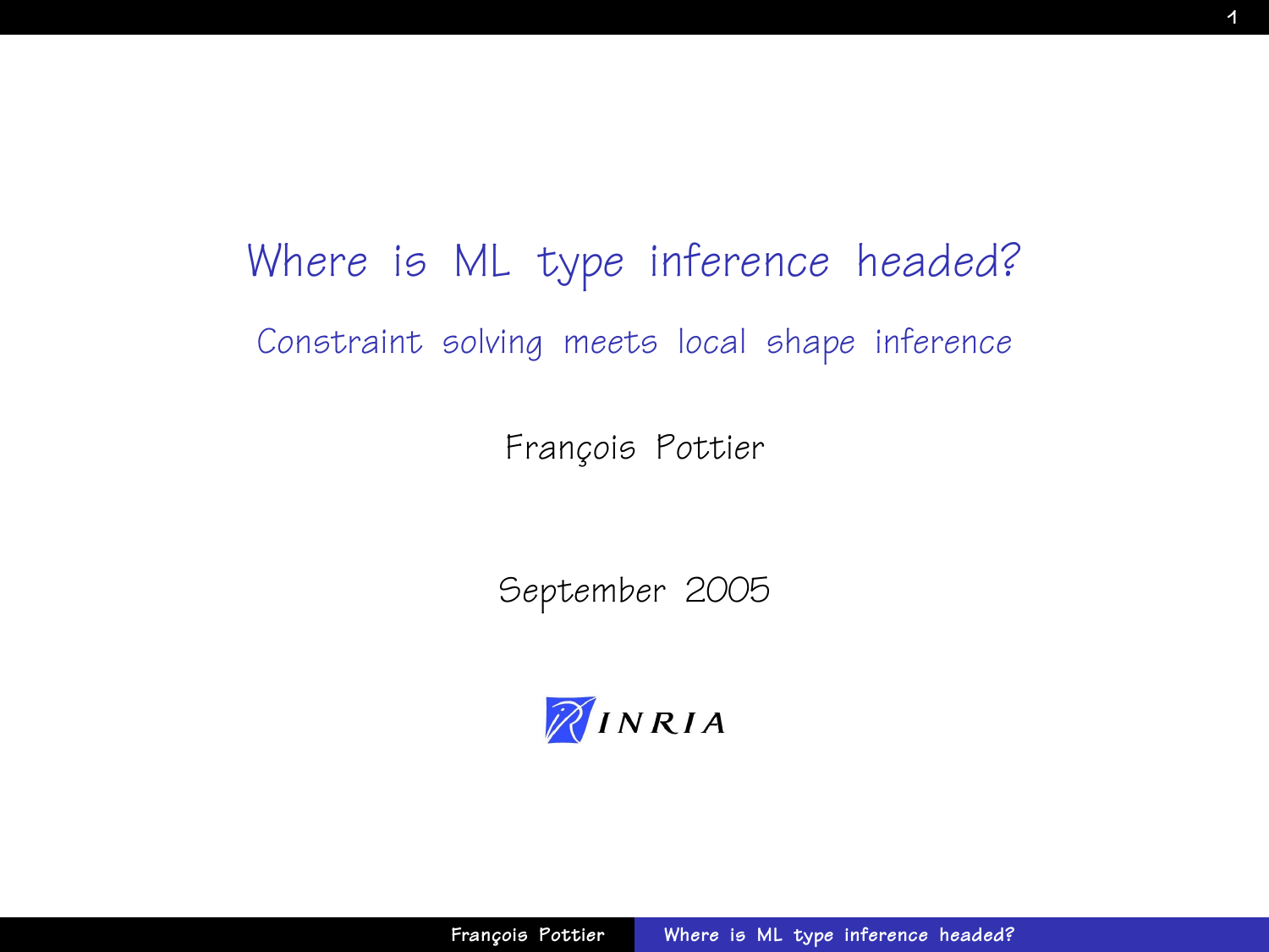# Where is ML type inference headed?

## Constraint solving meets local shape inference

François Pottier

September 2005

INRIA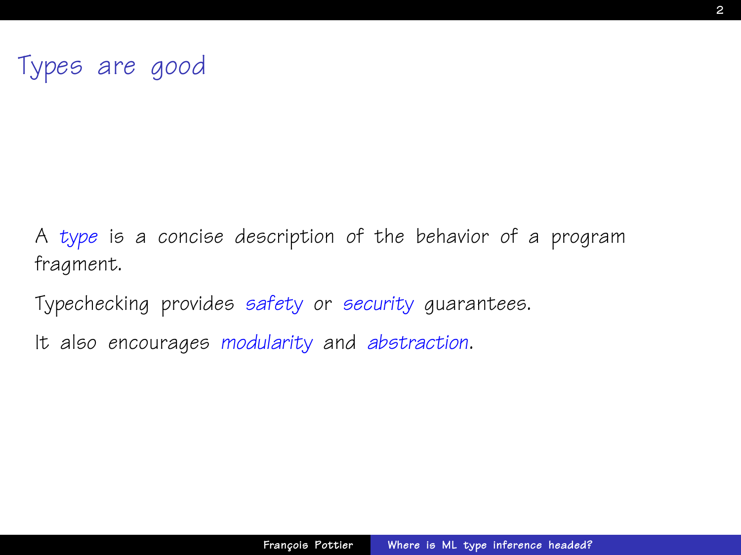# Types are good

A *type* is a concise description of the behavior of a program fragment.

Typechecking provides *safety* or *security* guarantees.

It also encourages *modularity* and *abstraction*.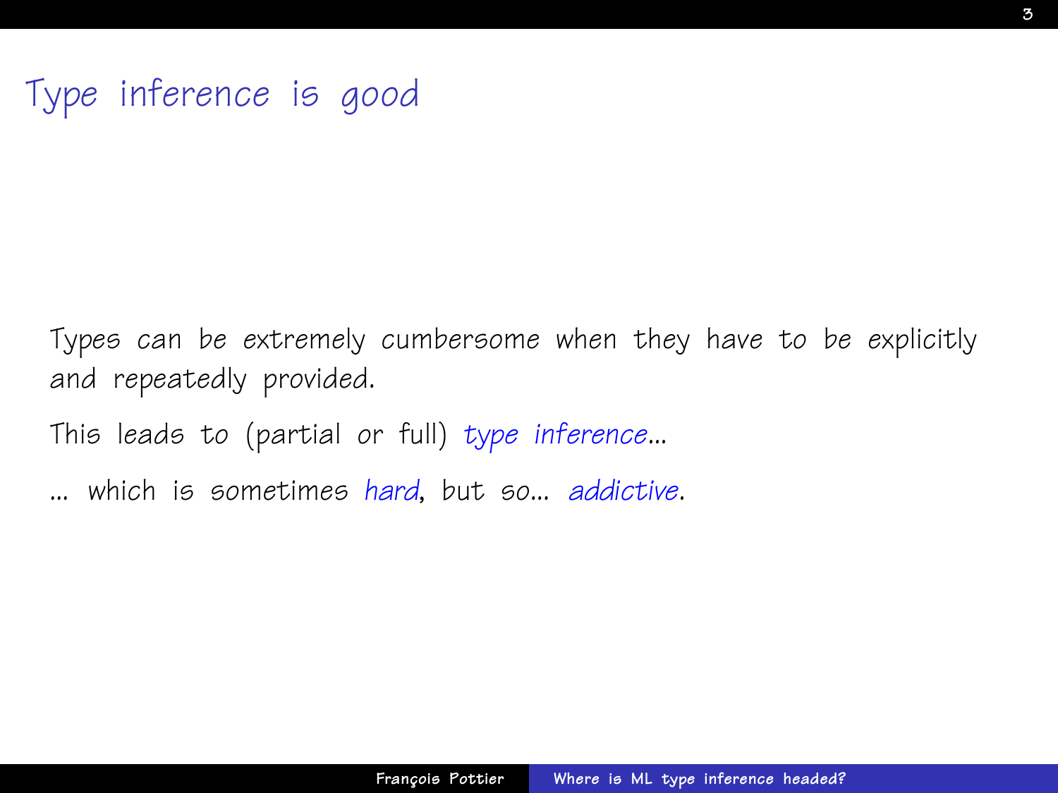# Type inference is good

Types can be extremely cumbersome when they have to be explicitly and repeatedly provided.

This leads to (partial or full) *type inference*...

... which is sometimes *hard*, but so... *addictive*.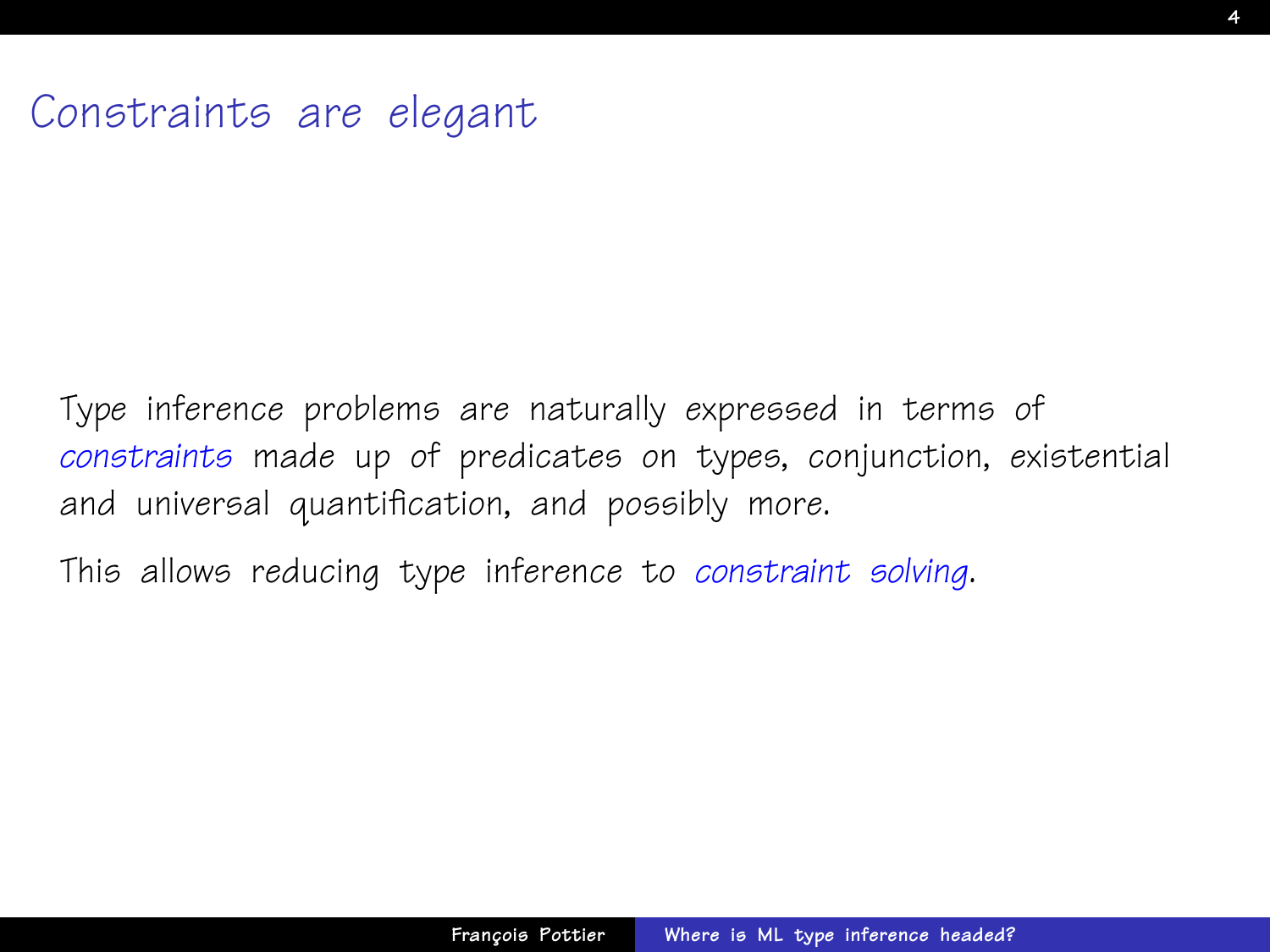# Constraints are elegant

Type inference problems are naturally expressed in terms of *constraints* made up of predicates on types, conjunction, existential and universal quantification, and possibly more.

This allows reducing type inference to *constraint solving*.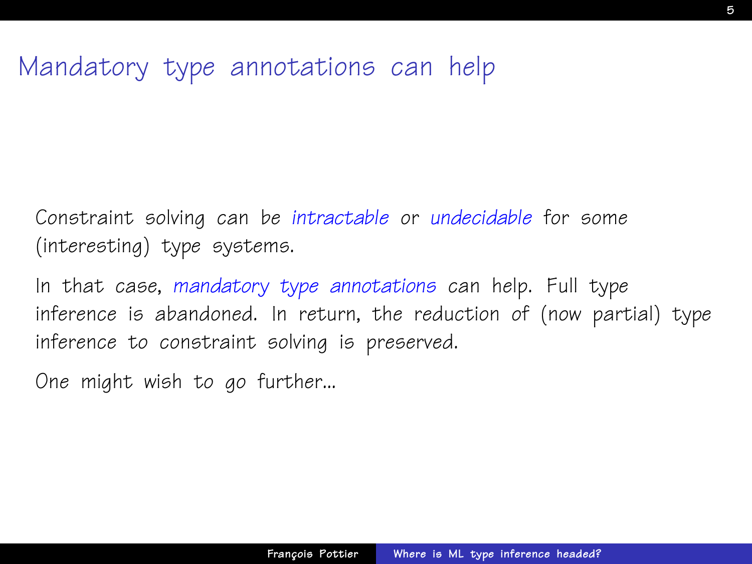# Mandatory type annotations can help

Constraint solving can be *intractable* or *undecidable* for some (interesting) type systems.

In that case, *mandatory type annotations* can help. Full type inference is abandoned. In return, the reduction of (now partial) type inference to constraint solving is preserved.

One might wish to go further...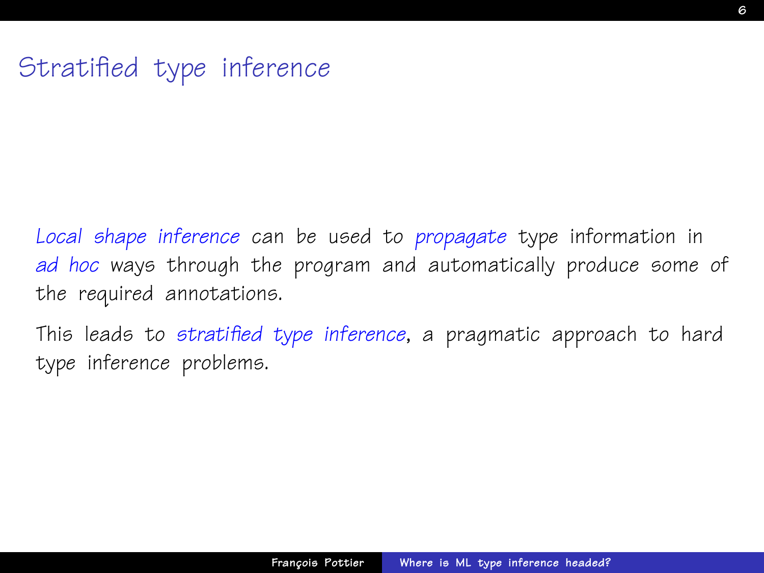# Stratified type inference

*Local shape inference* can be used to *propagate* type information in *ad hoc* ways through the program and automatically produce some of the required annotations.

This leads to *stratified type inference*, a pragmatic approach to hard type inference problems.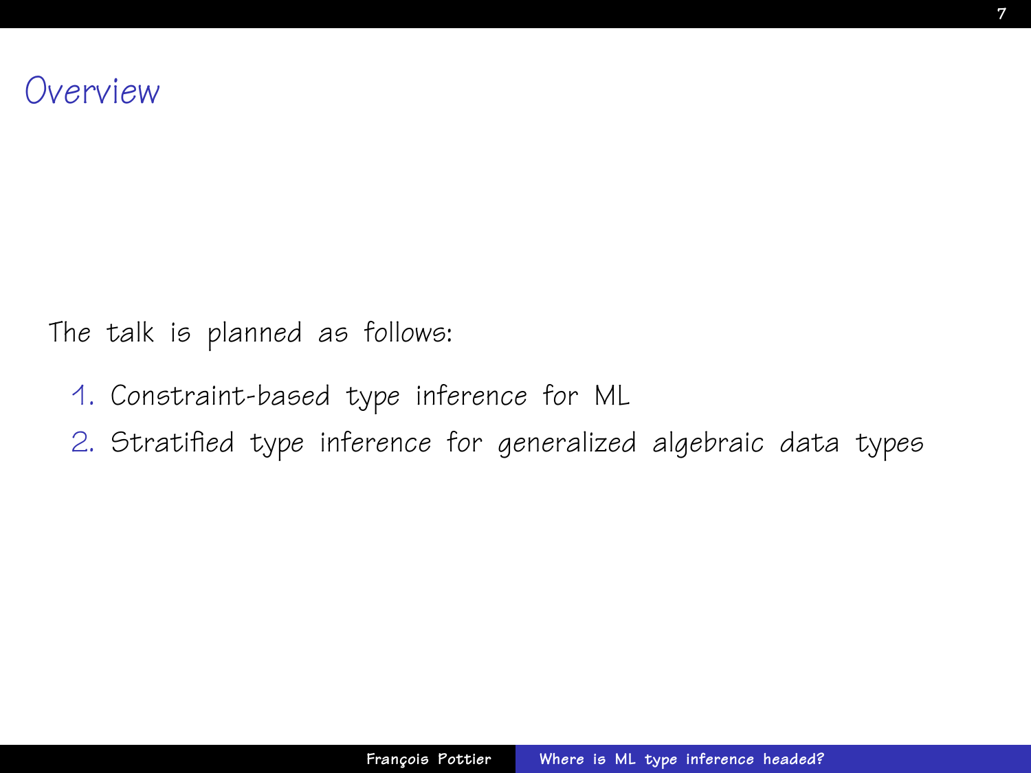# Overview

The talk is planned as follows:

1. Constraint-based type inference for ML
2. Stratified type inference for generalized algebraic data types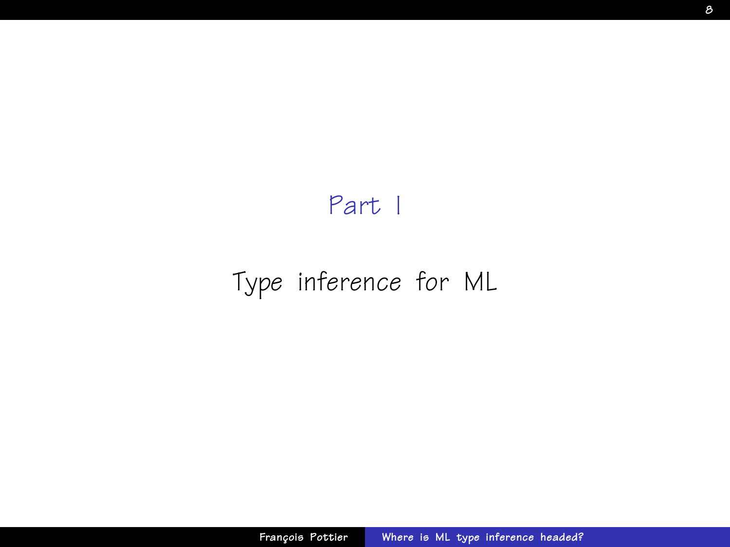# Part I

## Type inference for ML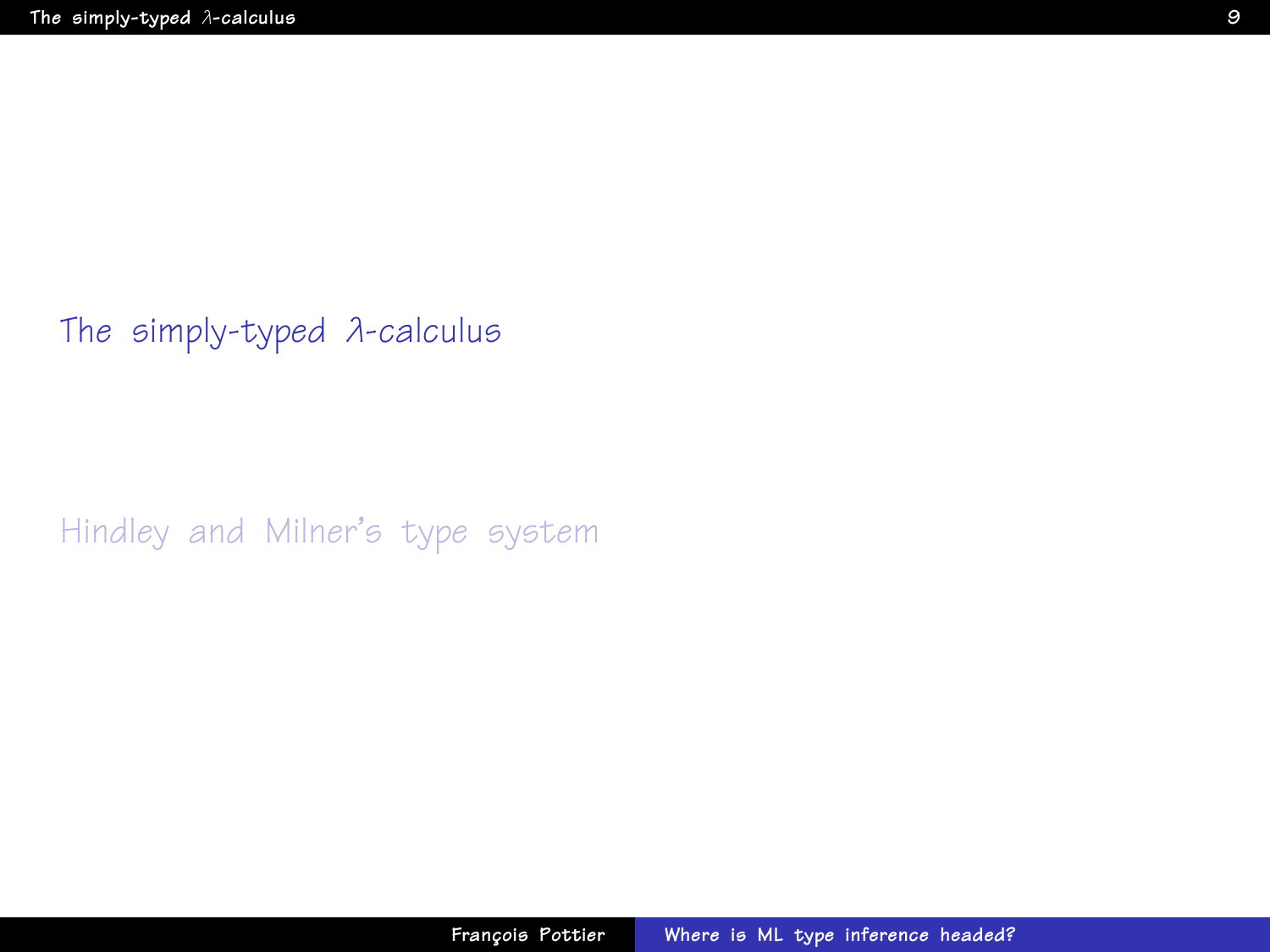The simply-typed $\lambda$-calculus

Hindley and Milner's type system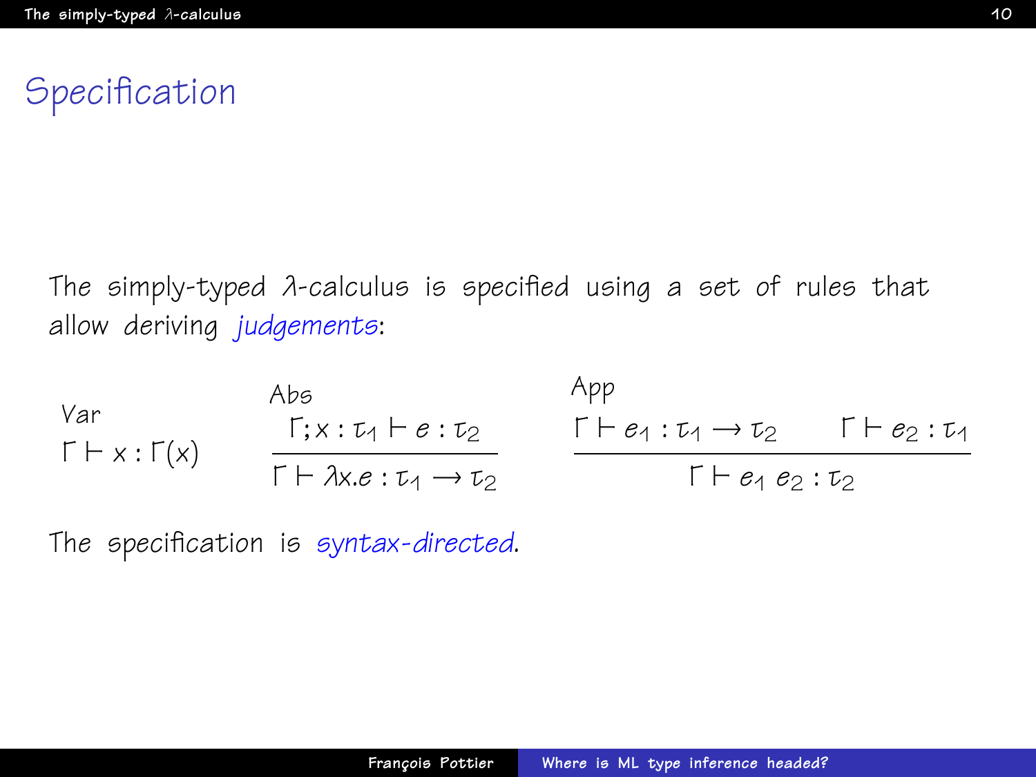# Specification

The simply-typed λ-calculus is specified using a set of rules that allow deriving *judgements*:

Var
$$\Gamma \vdash x : \Gamma(x)$$

Abs
$$\frac{\Gamma; x : \tau_1 \vdash e : \tau_2}{\Gamma \vdash \lambda x.e : \tau_1 \rightarrow \tau_2}$$

App
$$\frac{\Gamma \vdash e_1 : \tau_1 \rightarrow \tau_2 \qquad \Gamma \vdash e_2 : \tau_1}{\Gamma \vdash e_1\ e_2 : \tau_2}$$

The specification is *syntax-directed*.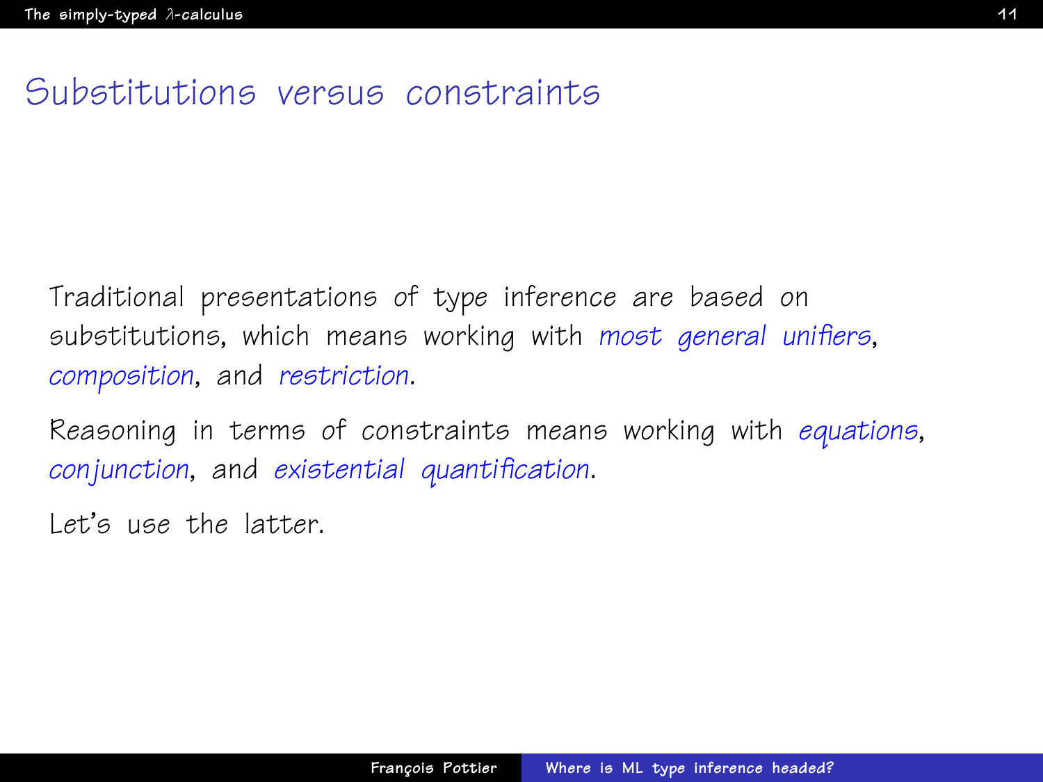# Substitutions versus constraints

Traditional presentations of type inference are based on substitutions, which means working with *most general unifiers*, *composition*, and *restriction*.

Reasoning in terms of constraints means working with *equations*, *conjunction*, and *existential quantification*.

Let's use the latter.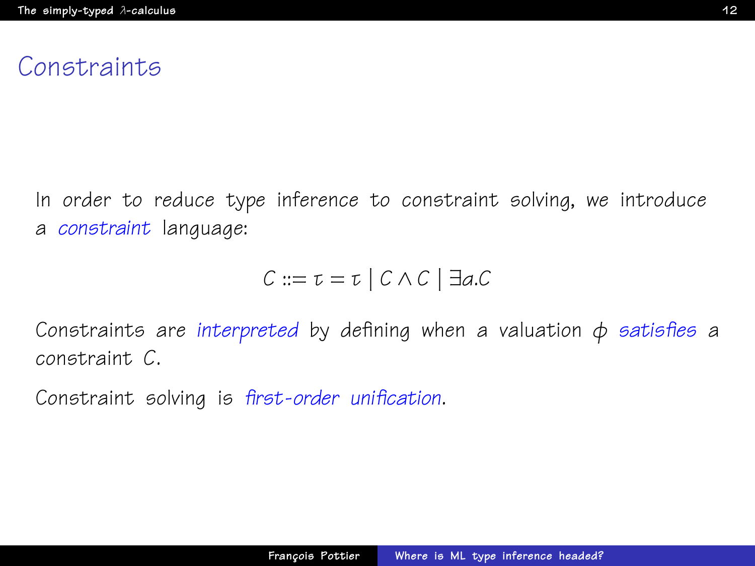# Constraints

In order to reduce type inference to constraint solving, we introduce a *constraint* language:

$$C ::= \tau = \tau \mid C \wedge C \mid \exists \alpha . C$$

Constraints are *interpreted* by defining when a valuation $\phi$ *satisfies* a constraint $C$.

Constraint solving is *first-order unification*.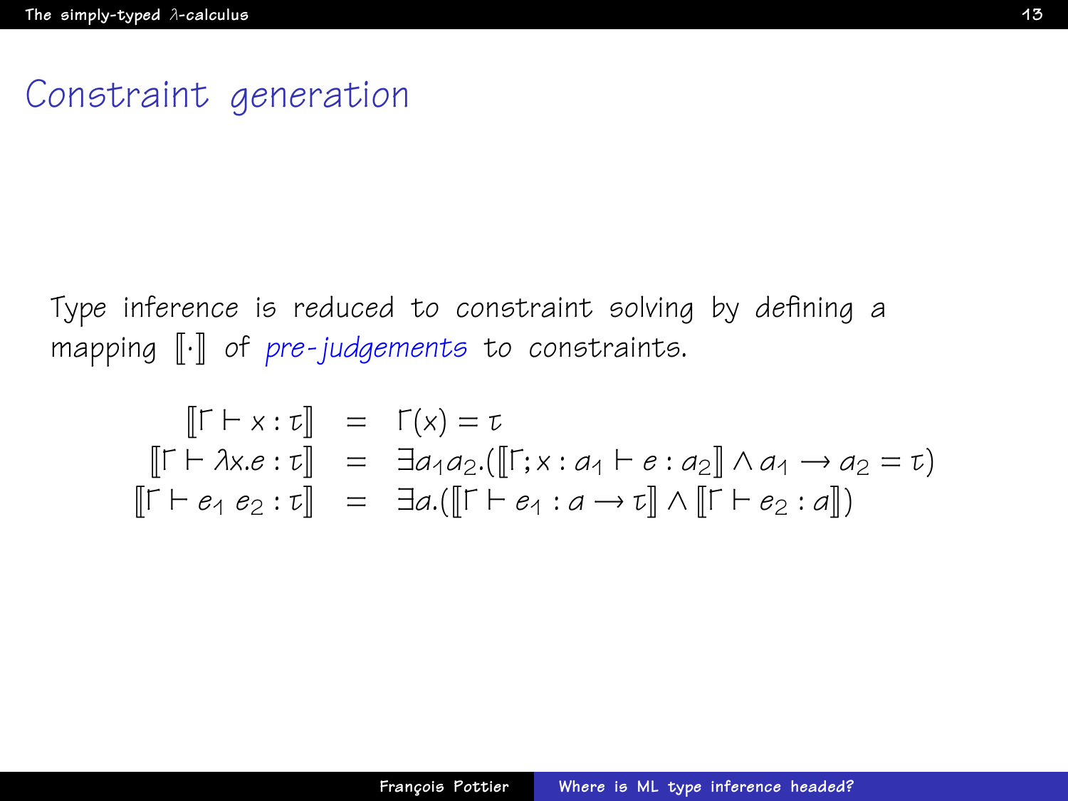# Constraint generation

Type inference is reduced to constraint solving by defining a mapping $[\![\cdot]\!]$ of *pre-judgements* to constraints.

$$
\begin{array}{rcl}
[\![\Gamma \vdash x : \tau]\!] & = & \Gamma(x) = \tau \\
[\![\Gamma \vdash \lambda x.e : \tau]\!] & = & \exists \alpha_1 \alpha_2.([\![\Gamma; x : \alpha_1 \vdash e : \alpha_2]\!] \wedge \alpha_1 \rightarrow \alpha_2 = \tau) \\
[\![\Gamma \vdash e_1\ e_2 : \tau]\!] & = & \exists \alpha.([\![\Gamma \vdash e_1 : \alpha \rightarrow \tau]\!] \wedge [\![\Gamma \vdash e_2 : \alpha]\!])
\end{array}
$$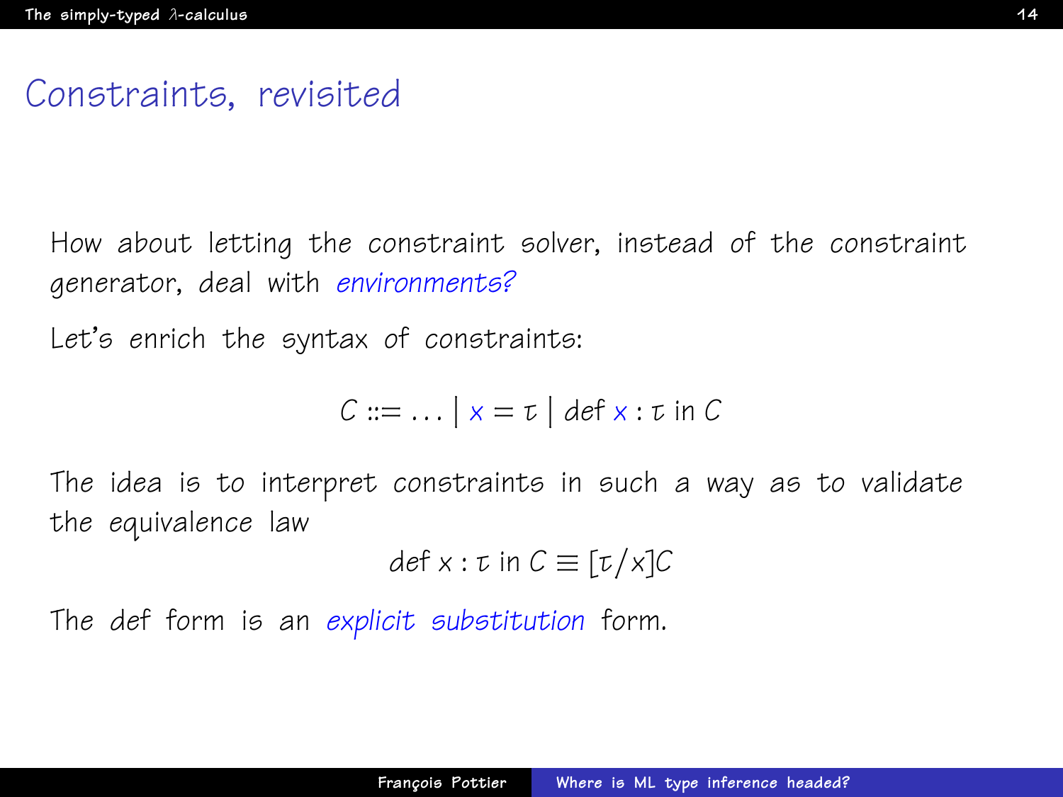# Constraints, revisited

How about letting the constraint solver, instead of the constraint generator, deal with *environments?*

Let's enrich the syntax of constraints:

$$C ::= \ldots \mid x = \tau \mid \text{def } x : \tau \text{ in } C$$

The idea is to interpret constraints in such a way as to validate the equivalence law

$$\text{def } x : \tau \text{ in } C \equiv [\tau/x]C$$

The def form is an *explicit substitution* form.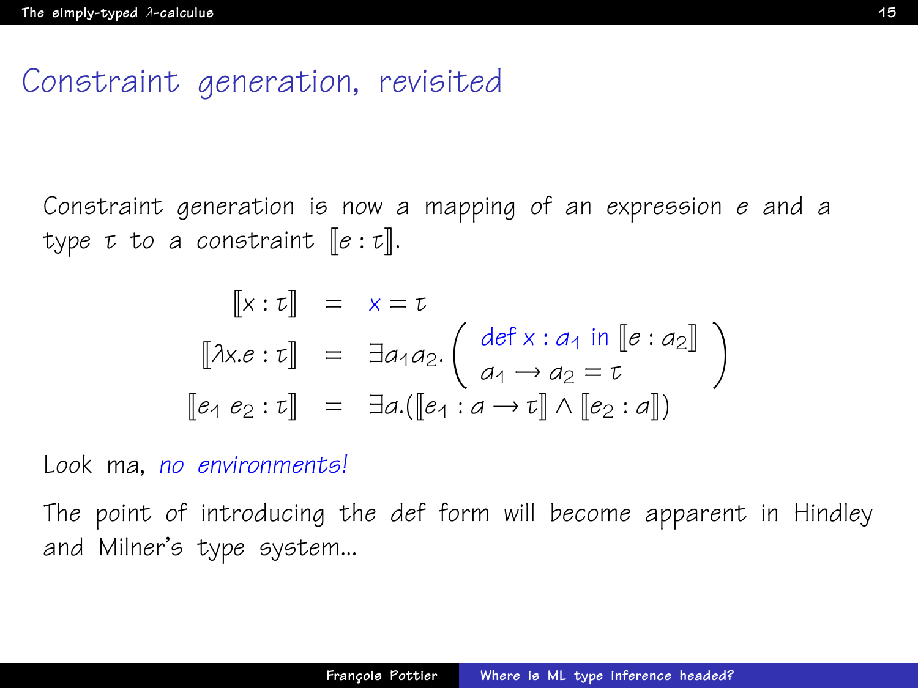# Constraint generation, revisited

Constraint generation is now a mapping of an expression $e$ and a type $\tau$ to a constraint $[\![e : \tau]\!]$.

$$
\begin{array}{rcl}
[\![x : \tau]\!] & = & x = \tau \\
[\![\lambda x.e : \tau]\!] & = & \exists \alpha_1 \alpha_2 . \left( \begin{array}{l} \mathsf{def}\ x : \alpha_1\ \mathsf{in}\ [\![e : \alpha_2]\!] \\ \alpha_1 \rightarrow \alpha_2 = \tau \end{array} \right) \\
[\![e_1\ e_2 : \tau]\!] & = & \exists \alpha . ([\![e_1 : \alpha \rightarrow \tau]\!] \wedge [\![e_2 : \alpha]\!])
\end{array}
$$

Look ma, *no environments!*

The point of introducing the def form will become apparent in Hindley and Milner's type system...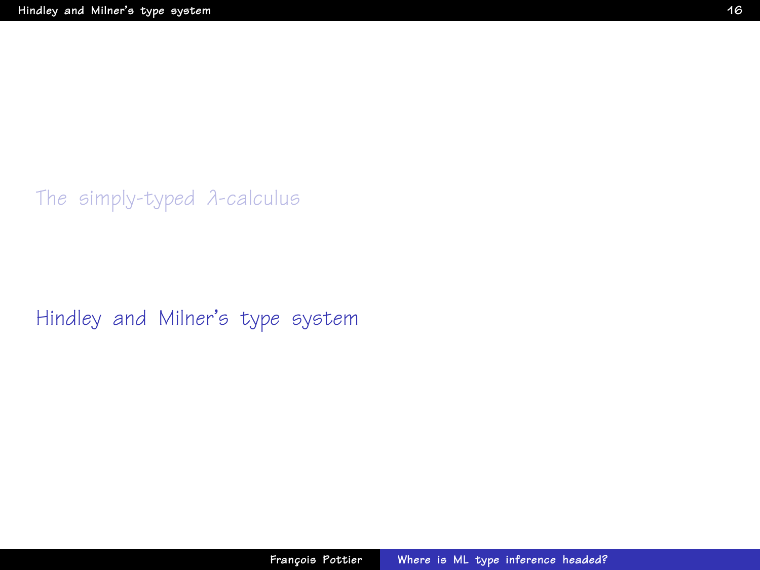The simply-typed $\lambda$-calculus

Hindley and Milner's type system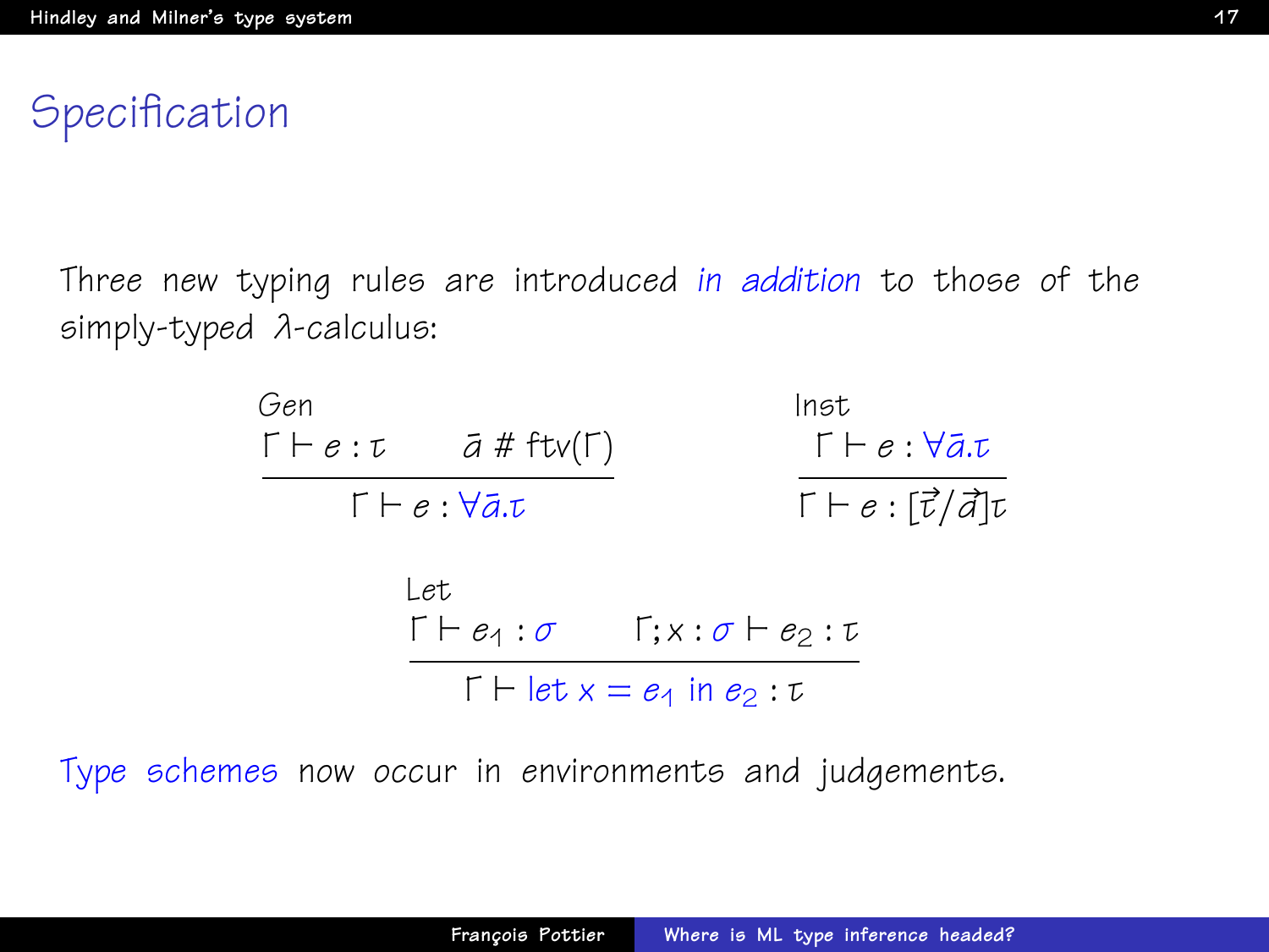# Specification

Three new typing rules are introduced *in addition* to those of the simply-typed $\lambda$-calculus:

Gen

$$\frac{\Gamma \vdash e : \tau \qquad \bar{\alpha} \mathrel{\#} \mathrm{ftv}(\Gamma)}{\Gamma \vdash e : \forall \bar{\alpha}.\tau}$$

Inst

$$\frac{\Gamma \vdash e : \forall \bar{\alpha}.\tau}{\Gamma \vdash e : [\vec{\tau}/\vec{\alpha}]\tau}$$

Let

$$\frac{\Gamma \vdash e_1 : \sigma \qquad \Gamma; x : \sigma \vdash e_2 : \tau}{\Gamma \vdash \mathsf{let}\ x = e_1\ \mathsf{in}\ e_2 : \tau}$$

Type schemes now occur in environments and judgements.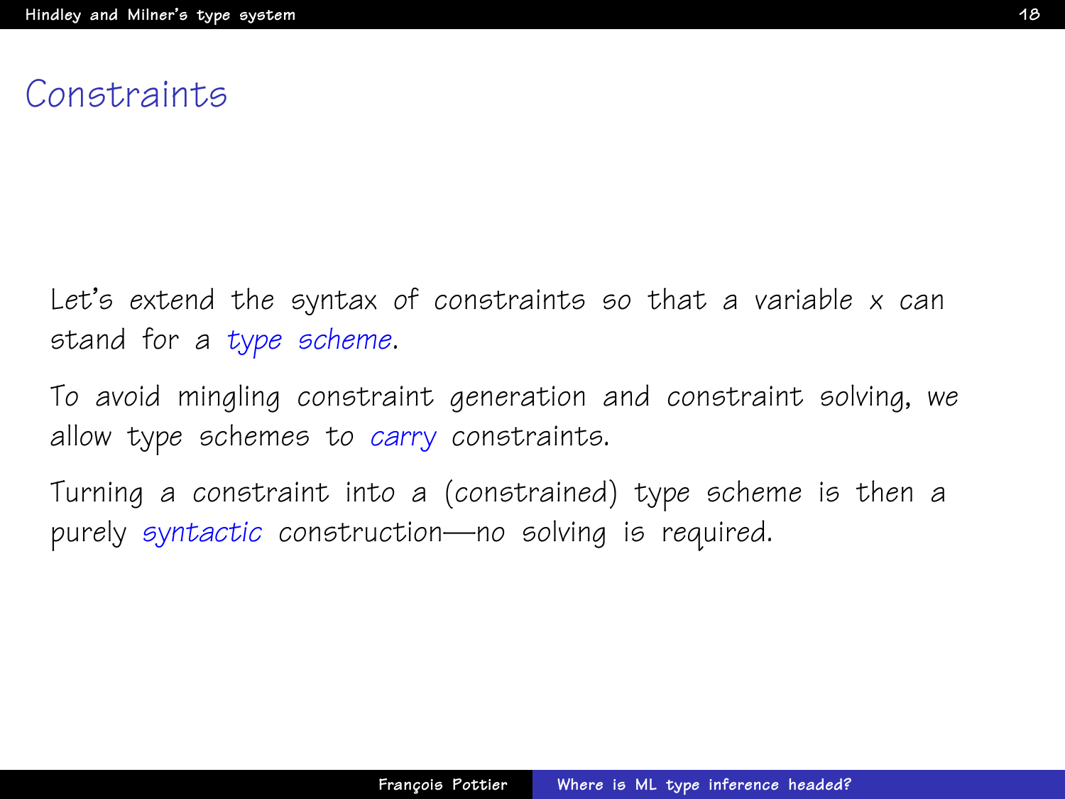# Constraints

Let's extend the syntax of constraints so that a variable $x$ can stand for a *type scheme*.

To avoid mingling constraint generation and constraint solving, we allow type schemes to *carry* constraints.

Turning a constraint into a (constrained) type scheme is then a purely *syntactic* construction—no solving is required.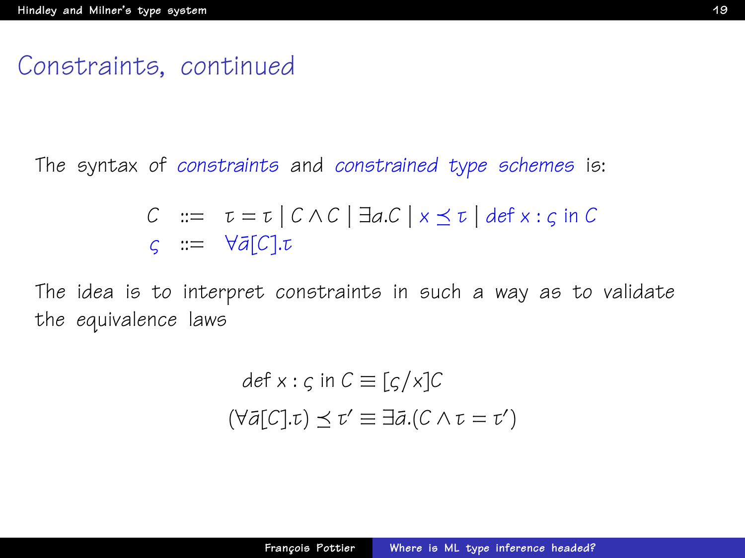# Constraints, continued

The syntax of *constraints* and *constrained type schemes* is:

$$
\begin{array}{lcl}
C & ::= & \tau = \tau \mid C \wedge C \mid \exists \alpha.C \mid x \preceq \tau \mid \textit{def}\ x : \varsigma\ \text{in}\ C \\
\varsigma & ::= & \forall \bar{\alpha}[C].\tau
\end{array}
$$

The idea is to interpret constraints in such a way as to validate the equivalence laws

$$
\textit{def}\ x : \varsigma\ \text{in}\ C \equiv [\varsigma/x]C
$$

$$
(\forall \bar{\alpha}[C].\tau) \preceq \tau' \equiv \exists \bar{\alpha}.(C \wedge \tau = \tau')
$$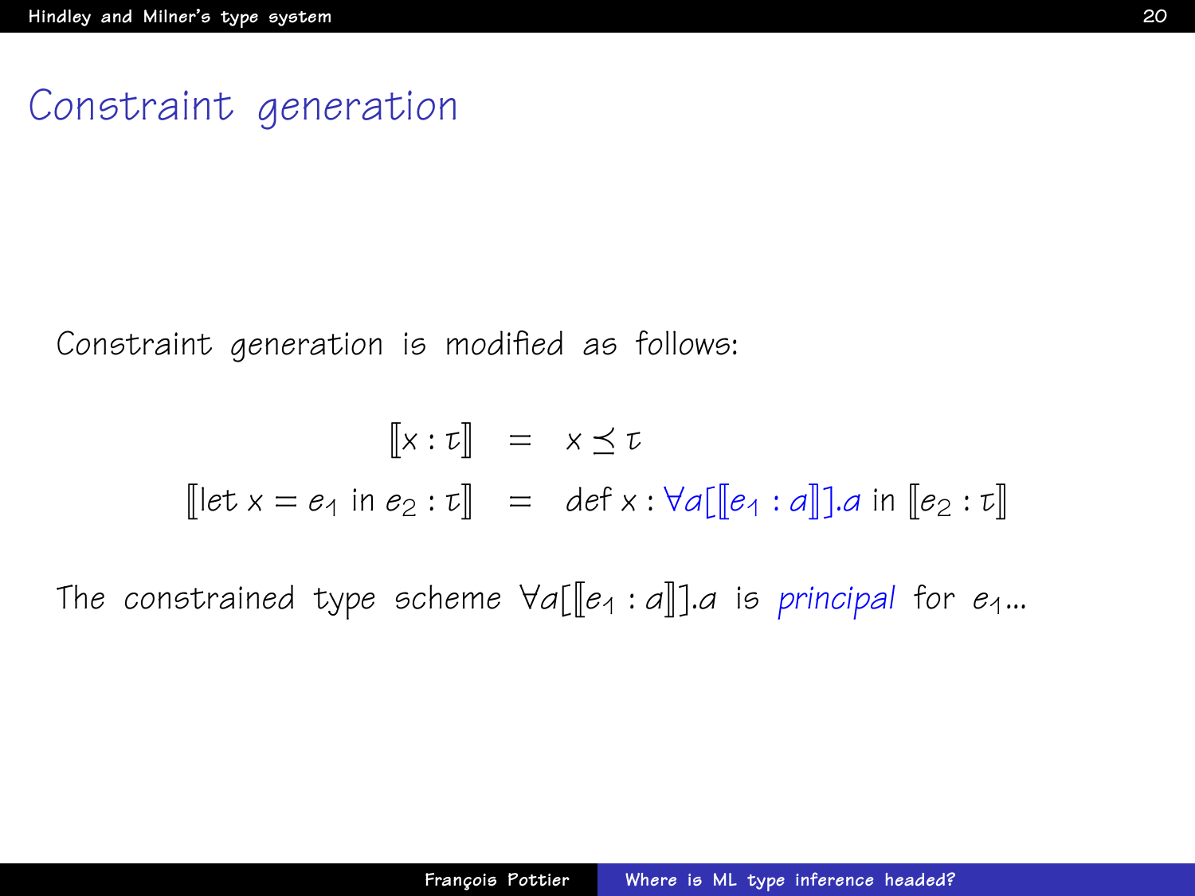# Constraint generation

Constraint generation is modified as follows:

$$
\begin{aligned}
[\![x : \tau]\!] &= x \preceq \tau \\
[\![\text{let } x = e_1 \text{ in } e_2 : \tau]\!] &= \text{def } x : \forall a[[\![e_1 : a]\!]].a \text{ in } [\![e_2 : \tau]\!]
\end{aligned}
$$

The constrained type scheme $\forall a[[\![e_1 : a]\!]].a$ is *principal* for $e_1$...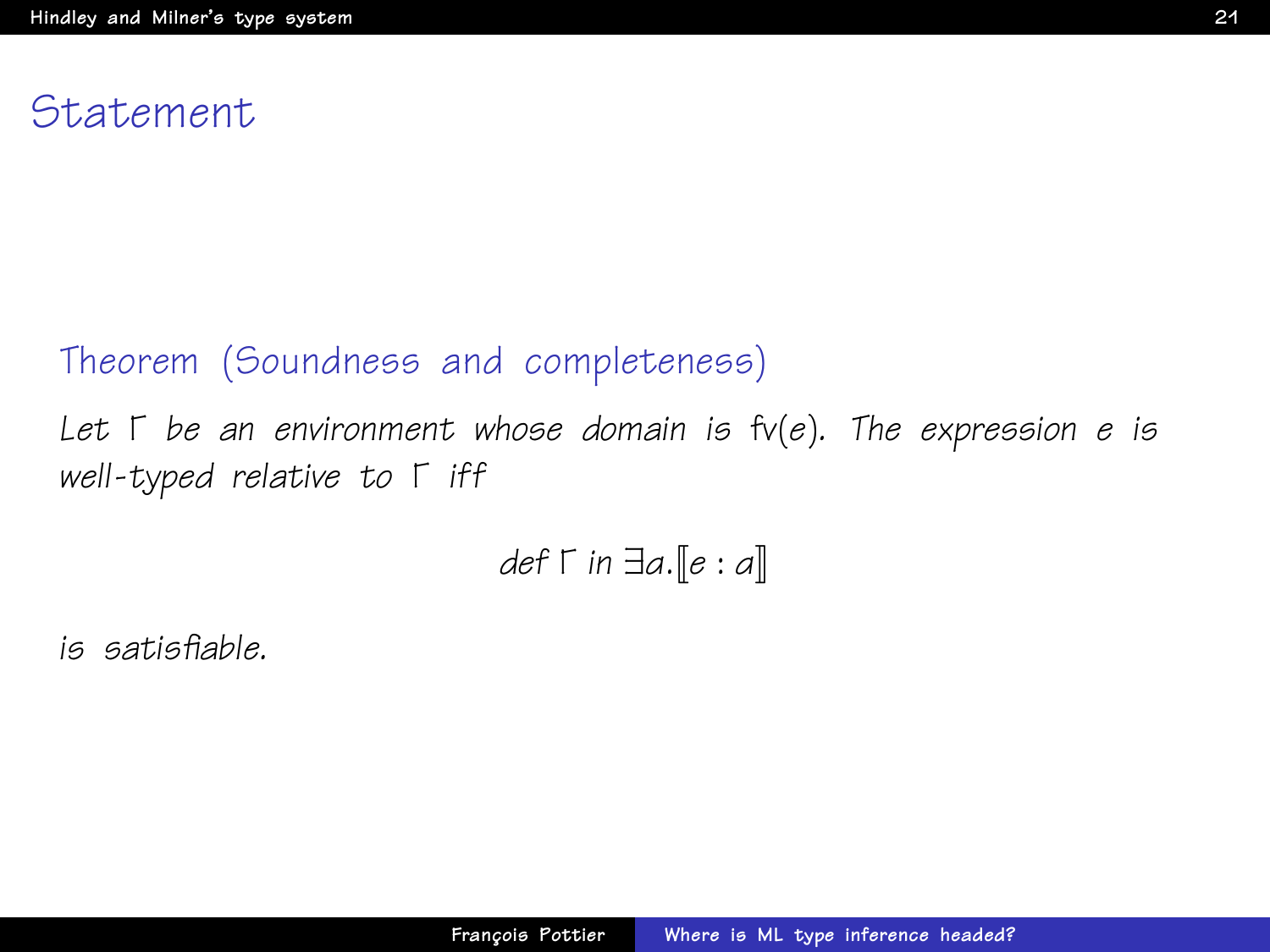# Statement

**Theorem (Soundness and completeness)**

*Let $\Gamma$ be an environment whose domain is $\mathrm{fv}(e)$. The expression $e$ is well-typed relative to $\Gamma$ iff*

$$\mathit{def}\ \Gamma\ \mathit{in}\ \exists \alpha.[\![ e : \alpha ]\!]$$

*is satisfiable.*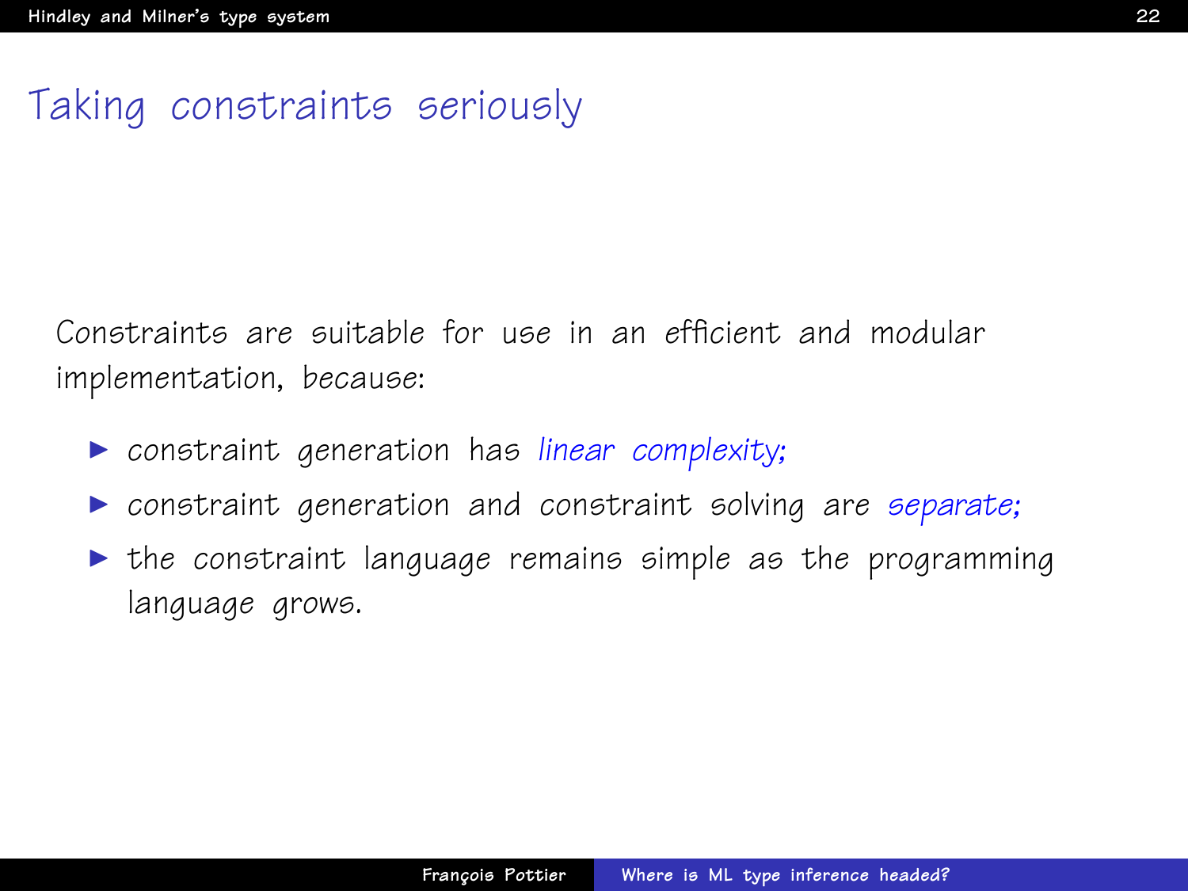# Taking constraints seriously

Constraints are suitable for use in an efficient and modular implementation, *because*:

- constraint generation has *linear complexity;*
- constraint generation and constraint solving are *separate;*
- the constraint language remains simple as the programming language grows.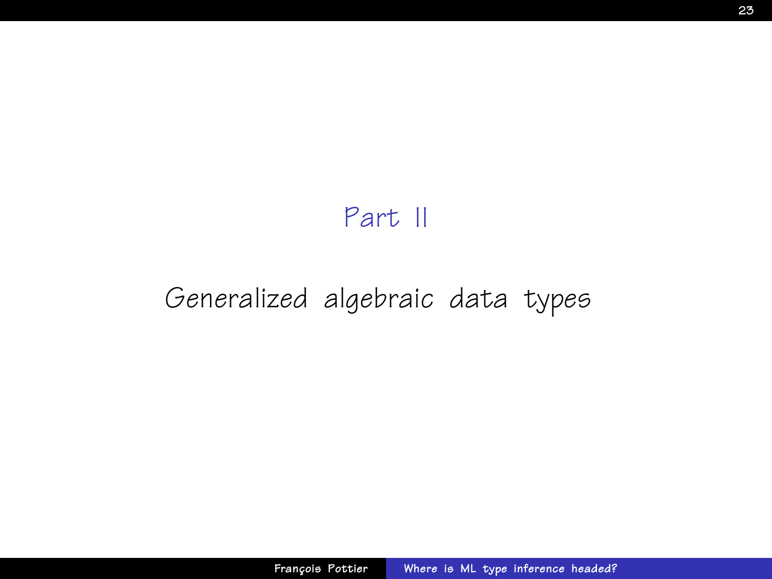# Part II

## Generalized algebraic data types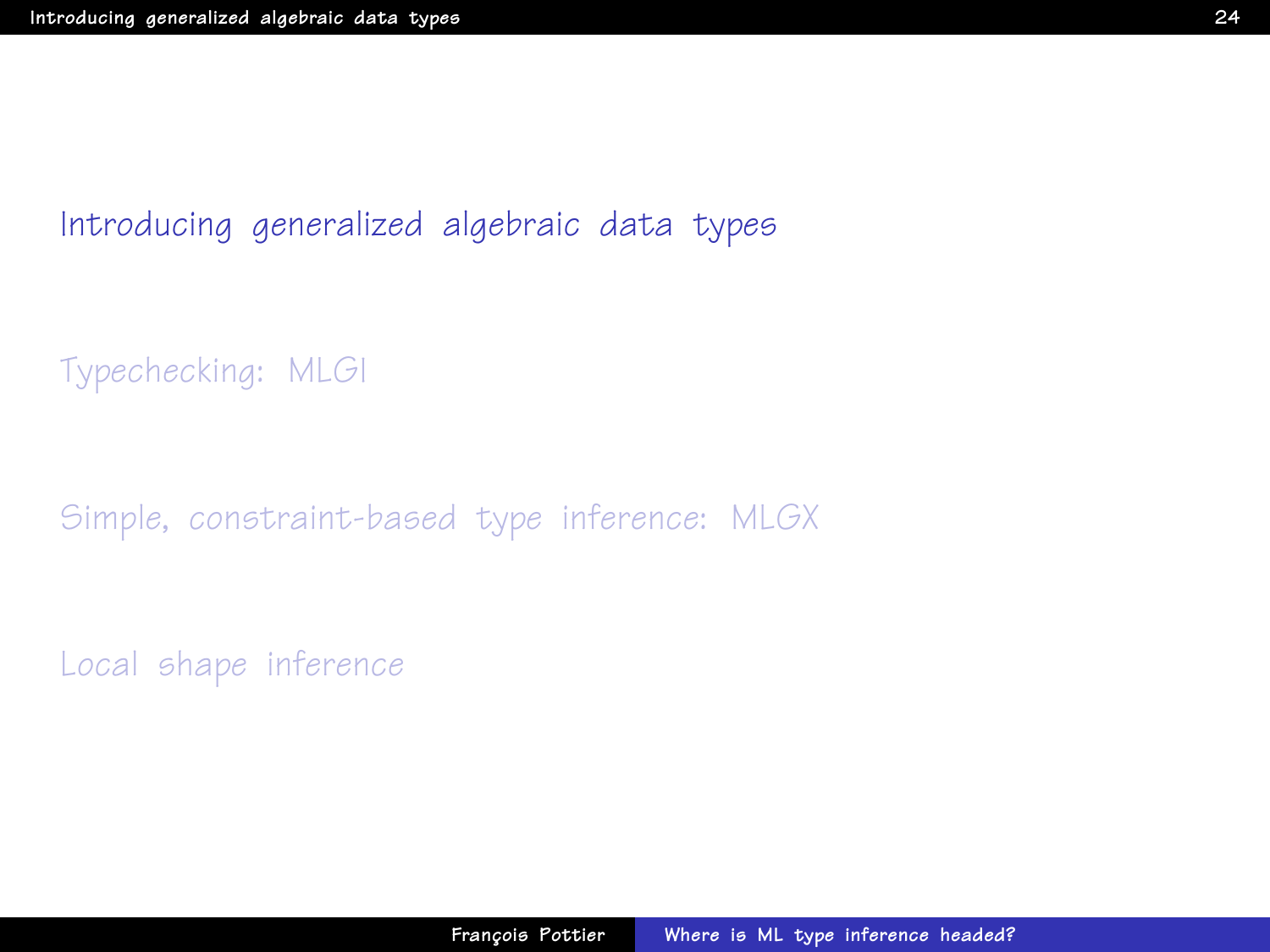Introducing generalized algebraic data types

Typechecking: MLGI

Simple, constraint-based type inference: MLGX

Local shape inference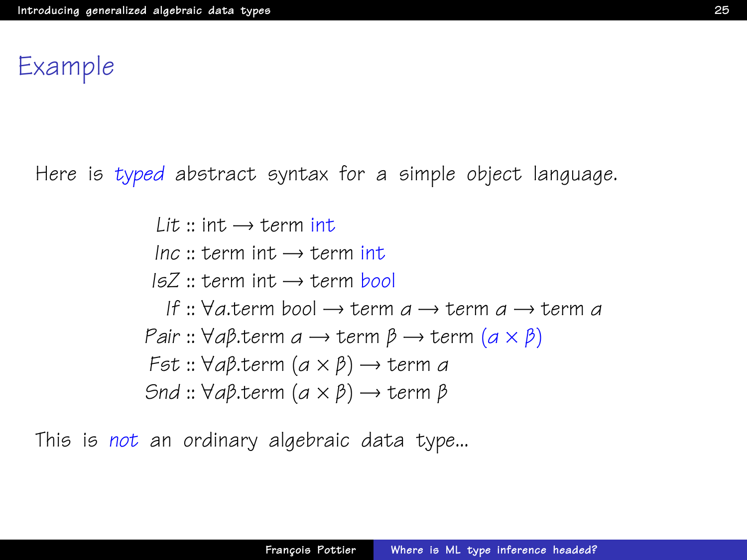# Example

Here is *typed* abstract syntax for a simple object language.

$$
\begin{aligned}
\mathit{Lit} &:: \mathrm{int} \longrightarrow \mathrm{term}\ \mathrm{int} \\
\mathit{Inc} &:: \mathrm{term}\ \mathrm{int} \longrightarrow \mathrm{term}\ \mathrm{int} \\
\mathit{IsZ} &:: \mathrm{term}\ \mathrm{int} \longrightarrow \mathrm{term}\ \mathrm{bool} \\
\mathit{If} &:: \forall \alpha.\mathrm{term}\ \mathrm{bool} \longrightarrow \mathrm{term}\ \alpha \longrightarrow \mathrm{term}\ \alpha \longrightarrow \mathrm{term}\ \alpha \\
\mathit{Pair} &:: \forall \alpha\beta.\mathrm{term}\ \alpha \longrightarrow \mathrm{term}\ \beta \longrightarrow \mathrm{term}\ (\alpha \times \beta) \\
\mathit{Fst} &:: \forall \alpha\beta.\mathrm{term}\ (\alpha \times \beta) \longrightarrow \mathrm{term}\ \alpha \\
\mathit{Snd} &:: \forall \alpha\beta.\mathrm{term}\ (\alpha \times \beta) \longrightarrow \mathrm{term}\ \beta
\end{aligned}
$$

This is *not* an ordinary algebraic data type...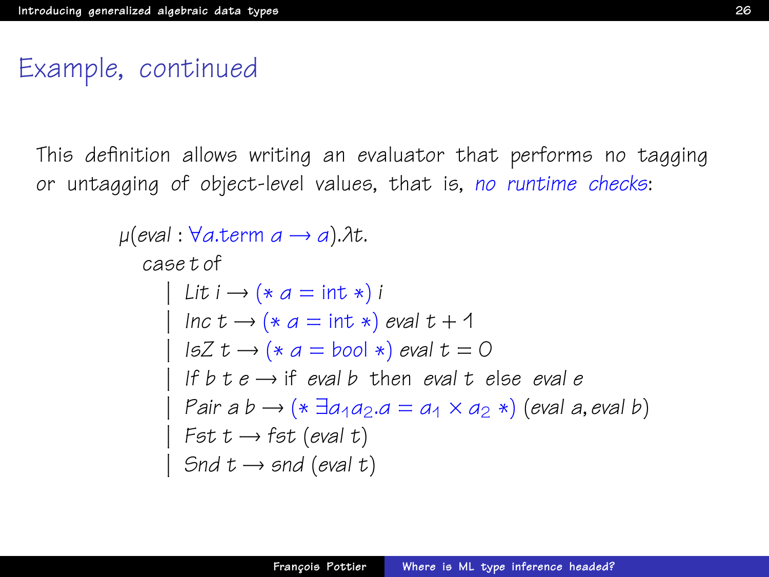## Example, continued

This definition allows writing an evaluator that performs no tagging or untagging of object-level values, that is, *no runtime checks*:

$$
\begin{array}{l}
\mu(eval : \forall a.\mathit{term}\ a \rightarrow a).\lambda t. \\
\quad \mathit{case}\ t\ \mathit{of} \\
\qquad \mid \mathit{Lit}\ i \rightarrow (*\ a = \mathrm{int}\ *)\ i \\
\qquad \mid \mathit{Inc}\ t \rightarrow (*\ a = \mathrm{int}\ *)\ \mathit{eval}\ t + 1 \\
\qquad \mid \mathit{IsZ}\ t \rightarrow (*\ a = \mathit{bool}\ *)\ \mathit{eval}\ t = 0 \\
\qquad \mid \mathit{If}\ b\ t\ e \rightarrow \mathrm{if}\ \ \mathit{eval}\ b\ \ \mathrm{then}\ \ \mathit{eval}\ t\ \ \mathrm{else}\ \ \mathit{eval}\ e \\
\qquad \mid \mathit{Pair}\ a\ b \rightarrow (*\ \exists a_1 a_2.a = a_1 \times a_2\ *)\ (\mathit{eval}\ a, \mathit{eval}\ b) \\
\qquad \mid \mathit{Fst}\ t \rightarrow \mathit{fst}\ (\mathit{eval}\ t) \\
\qquad \mid \mathit{Snd}\ t \rightarrow \mathit{snd}\ (\mathit{eval}\ t)
\end{array}
$$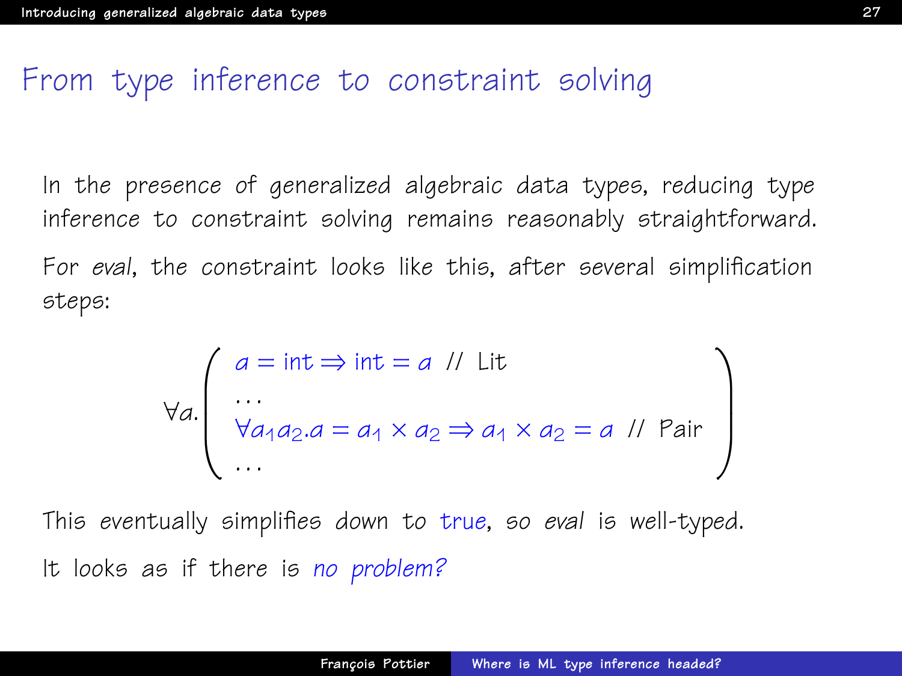# From type inference to constraint solving

In the presence of generalized algebraic data types, reducing type inference to constraint solving remains reasonably straightforward.

For *eval*, the constraint looks like this, after several simplification steps:

$$\forall a. \left( \begin{array}{l} a = \mathrm{int} \Rightarrow \mathrm{int} = a \ \text{// Lit} \\ \ldots \\ \forall a_1 a_2 . a = a_1 \times a_2 \Rightarrow a_1 \times a_2 = a \ \text{// Pair} \\ \ldots \end{array} \right)$$

This *eventually* simplifies down to true, so *eval* is well-typed.

It looks as if there is *no problem?*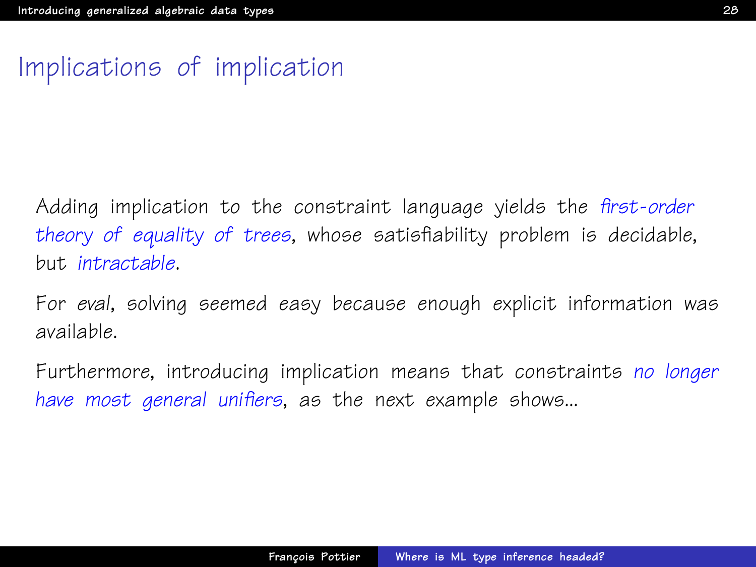# Implications of implication

Adding implication to the constraint language yields the *first-order theory of equality of trees*, whose satisfiability problem is decidable, but *intractable*.

For *eval*, solving seemed easy because enough explicit information was available.

Furthermore, introducing implication means that constraints *no longer have most general unifiers*, as the next example shows...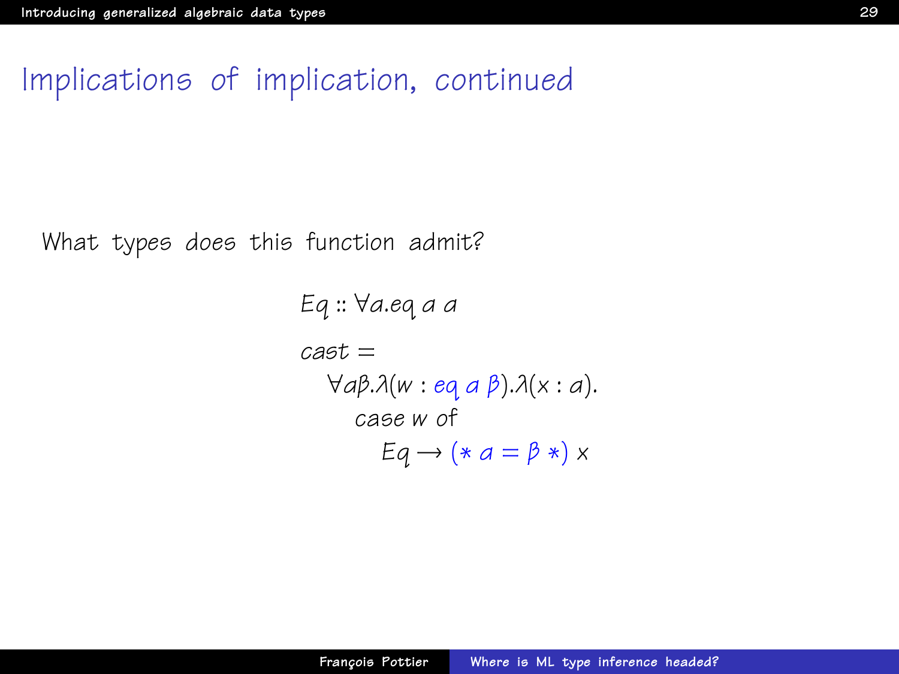# Implications of implication, continued

What types does this function admit?

$$
\begin{aligned}
& Eq :: \forall \alpha. eq\ \alpha\ \alpha \\
& cast = \\
& \quad \forall \alpha\beta.\lambda(w : eq\ \alpha\ \beta).\lambda(x : \alpha). \\
& \qquad \text{case } w \text{ of} \\
& \qquad\quad Eq \rightarrow (*\ \alpha = \beta\ *)\ x
\end{aligned}
$$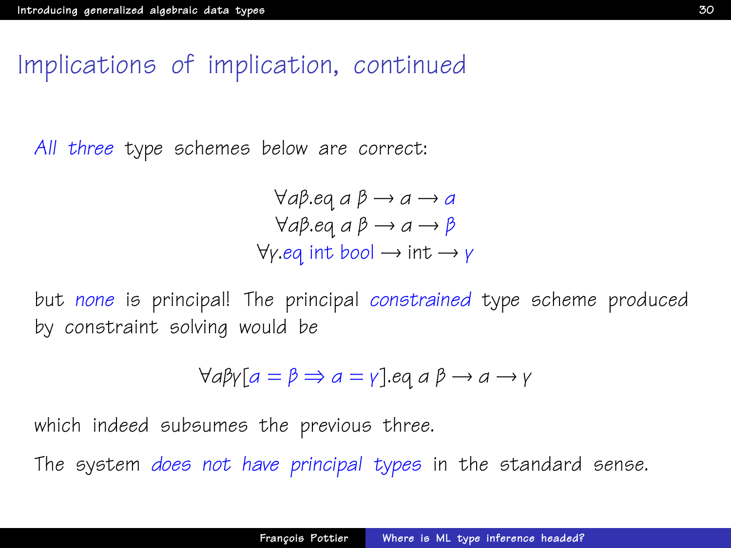# Implications of implication, continued

*All three* type schemes below are correct:

$$\forall \alpha\beta.\mathrm{eq}\ \alpha\ \beta \rightarrow \alpha \rightarrow \alpha$$
$$\forall \alpha\beta.\mathrm{eq}\ \alpha\ \beta \rightarrow \alpha \rightarrow \beta$$
$$\forall \gamma.\mathrm{eq}\ \mathrm{int}\ \mathrm{bool} \rightarrow \mathrm{int} \rightarrow \gamma$$

but *none* is principal! The principal *constrained* type scheme produced by constraint solving would be

$$\forall \alpha\beta\gamma[\alpha = \beta \Rightarrow \alpha = \gamma].\mathrm{eq}\ \alpha\ \beta \rightarrow \alpha \rightarrow \gamma$$

which indeed subsumes the previous three.

The system *does not have principal types* in the standard sense.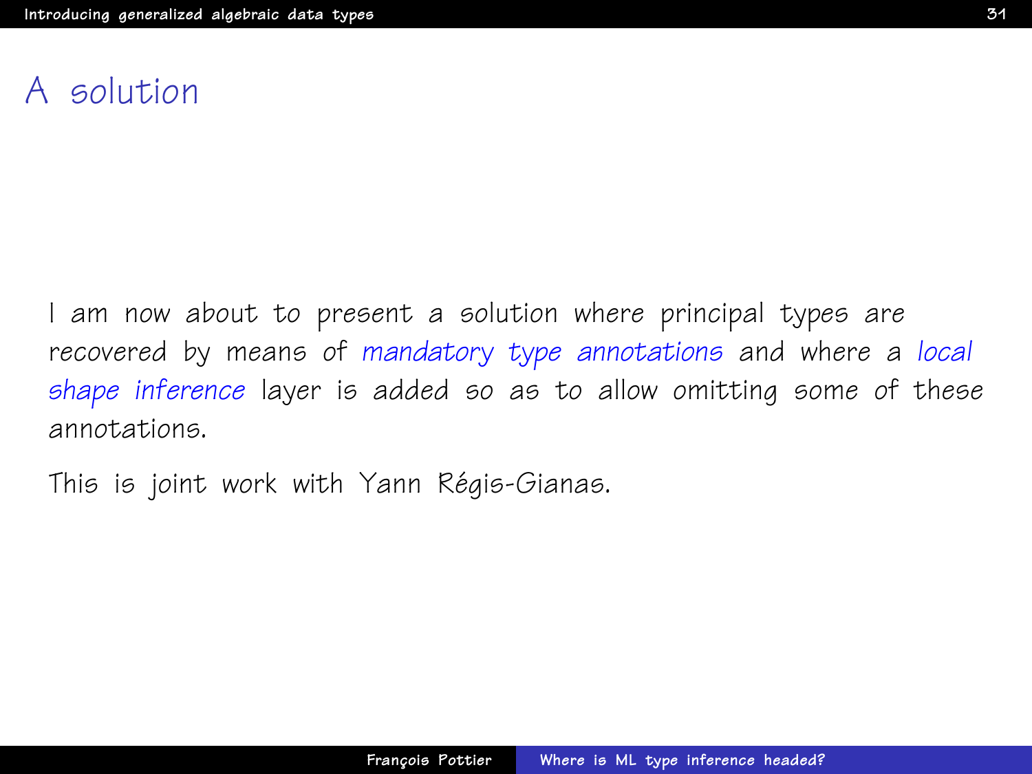# A solution

I am now about to present a solution where principal types are recovered by means of *mandatory type annotations* and where a *local shape inference* layer is added so as to allow omitting some of these annotations.

This is joint work with Yann Régis-Gianas.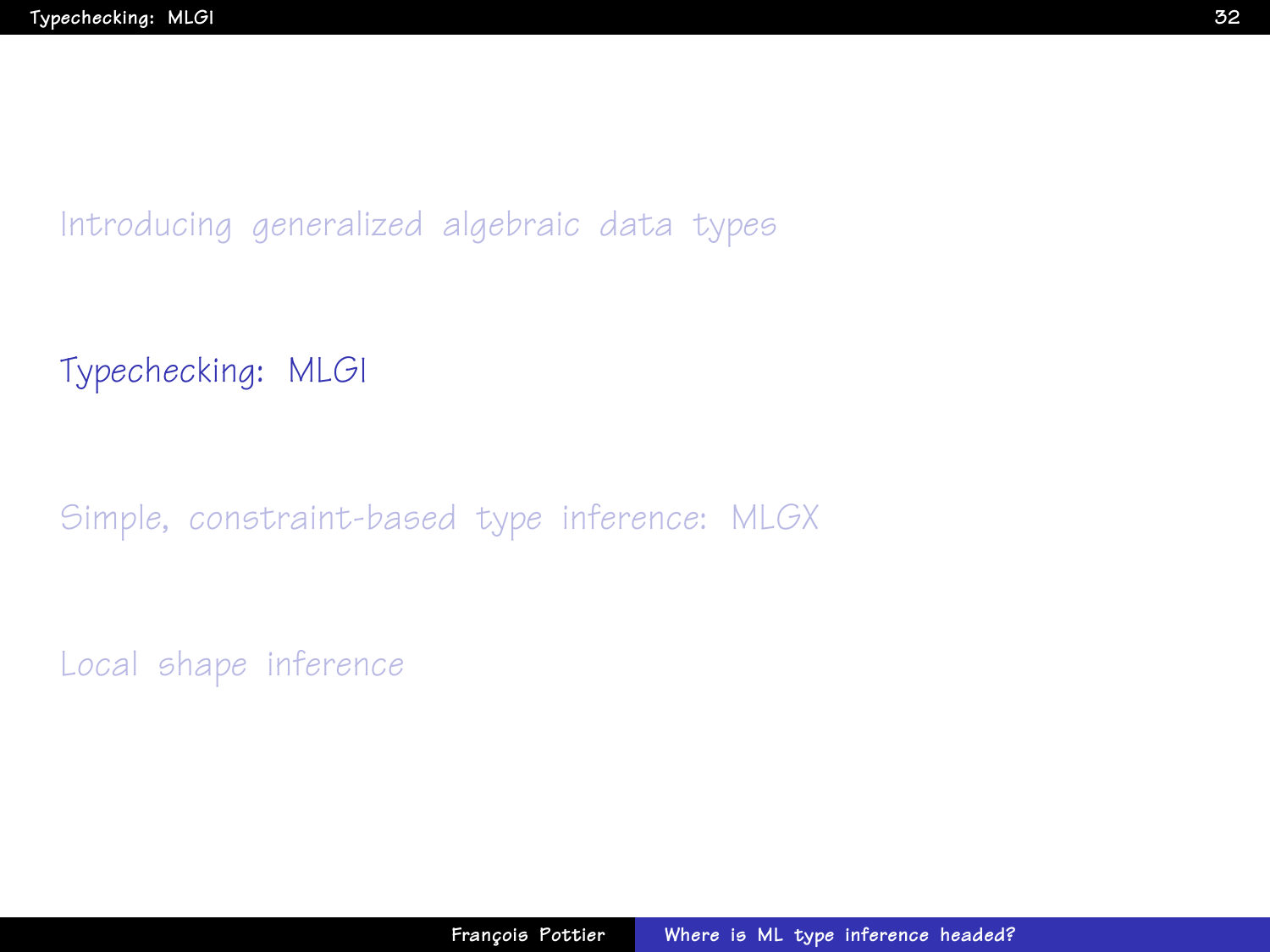Introducing generalized algebraic data types

Typechecking: MLGI

Simple, constraint-based type inference: MLGX

Local shape inference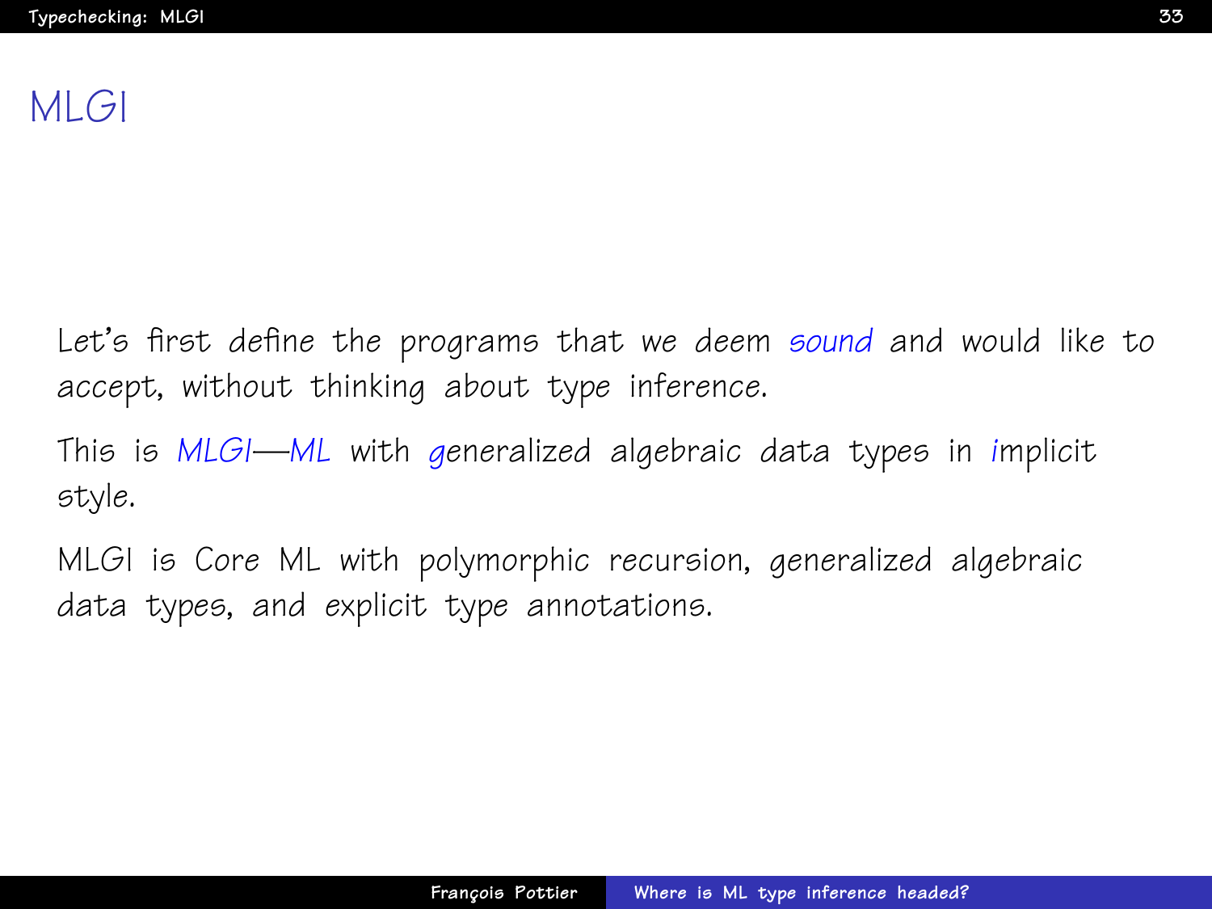# MLGI

Let's first define the programs that we deem *sound* and would like to accept, without thinking about type inference.

This is *MLGI*—*ML* with *g*eneralized algebraic data types in *i*mplicit style.

MLGI is Core ML with polymorphic recursion, generalized algebraic data types, and explicit type annotations.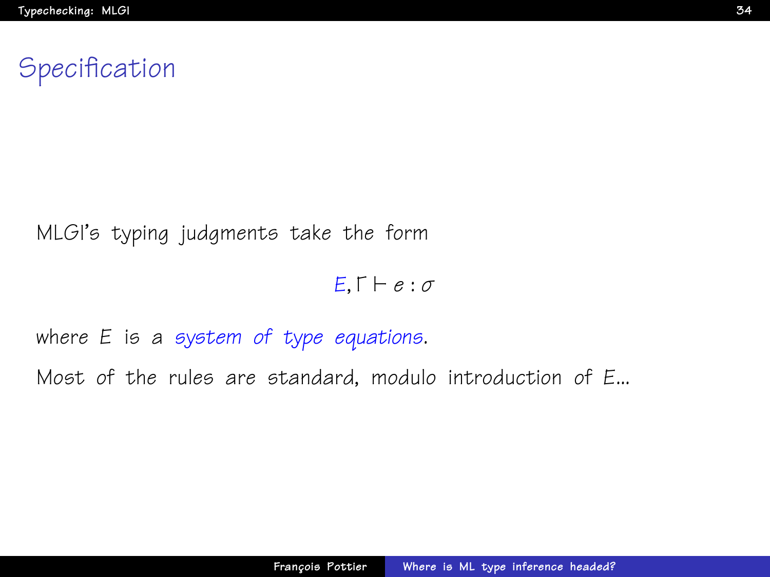# Specification

MLGI's typing judgments take the form

$$E, \Gamma \vdash e : \sigma$$

where $E$ is a *system of type equations*.

Most of the rules are standard, modulo introduction of $E$...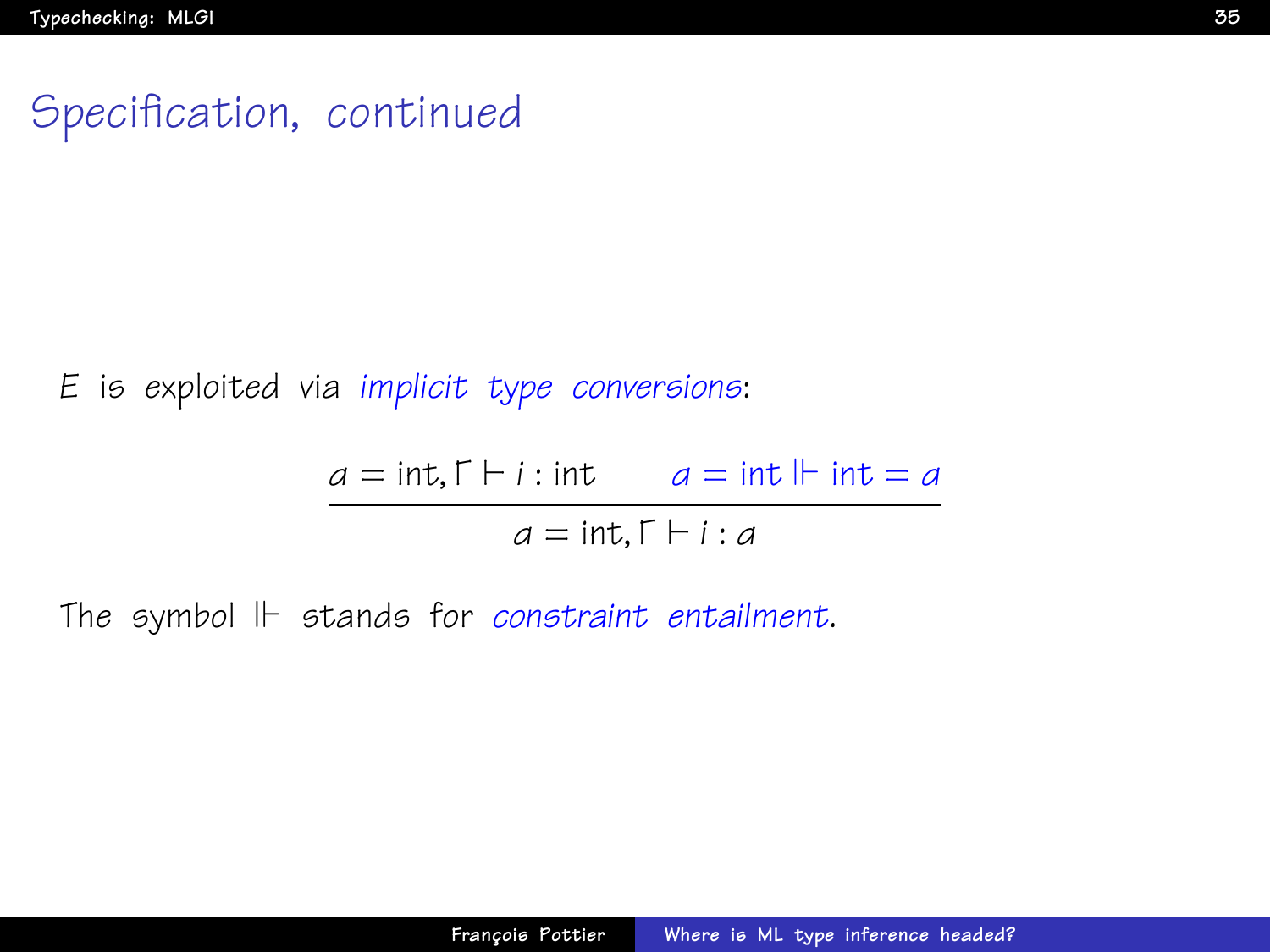# Specification, continued

$E$ is exploited via *implicit type conversions*:

$$\frac{a = \text{int}, \Gamma \vdash i : \text{int} \qquad a = \text{int} \Vdash \text{int} = a}{a = \text{int}, \Gamma \vdash i : a}$$

The symbol $\Vdash$ stands for *constraint entailment*.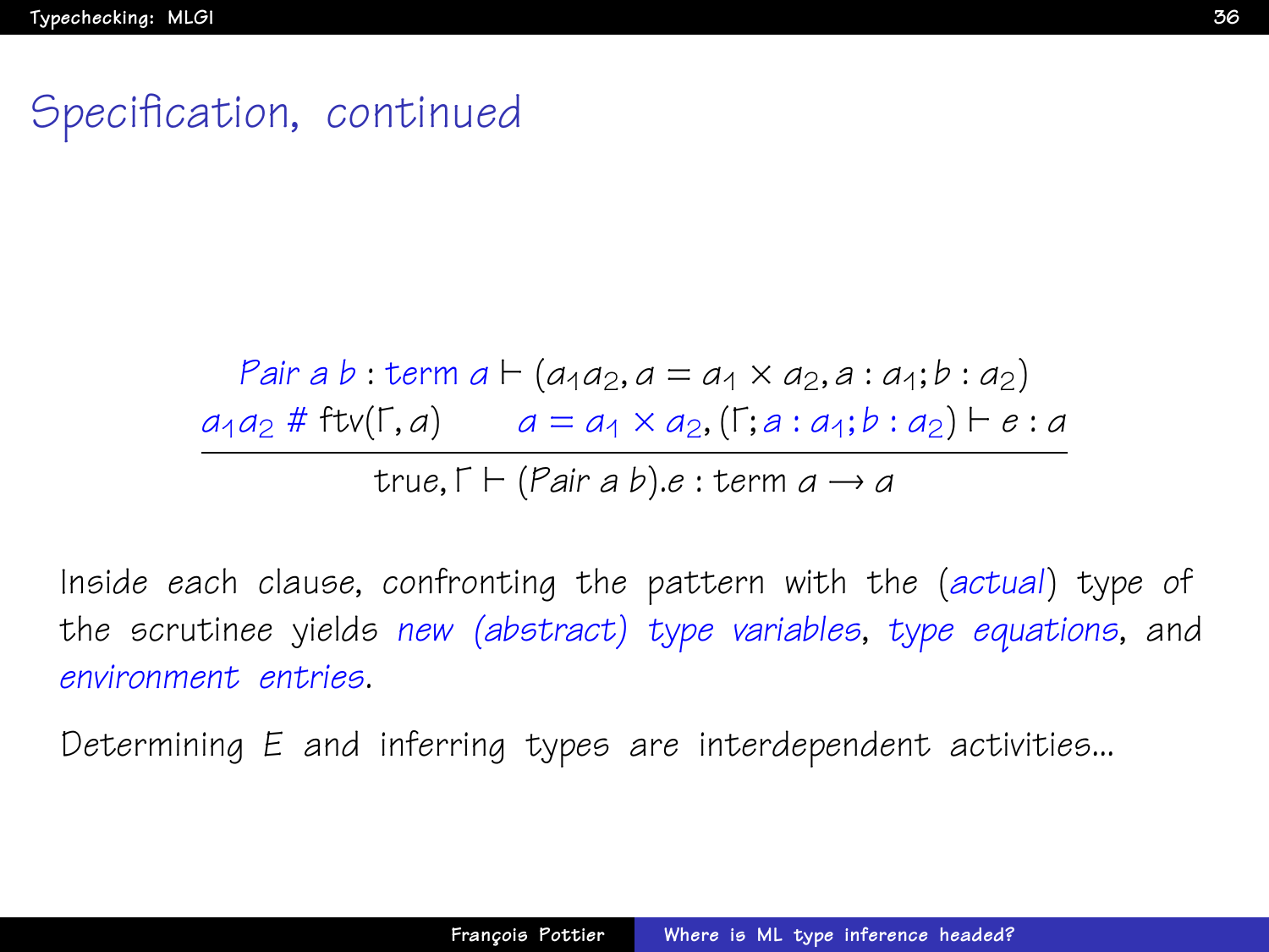# Specification, continued

$$\frac{\textit{Pair}\ a\ b : \textit{term}\ a \vdash (a_1 a_2, a = a_1 \times a_2, a : a_1 ; b : a_2) \qquad a_1 a_2 \ \#\ \mathrm{ftv}(\Gamma, a) \qquad a = a_1 \times a_2, (\Gamma; a : a_1 ; b : a_2) \vdash e : a}{\mathrm{true}, \Gamma \vdash (\textit{Pair}\ a\ b).e : \mathrm{term}\ a \rightarrow a}$$

Inside each clause, confronting the pattern with the (*actual*) type of the scrutinee yields *new (abstract) type variables*, *type equations*, and *environment entries*.

Determining $E$ and inferring types are interdependent activities...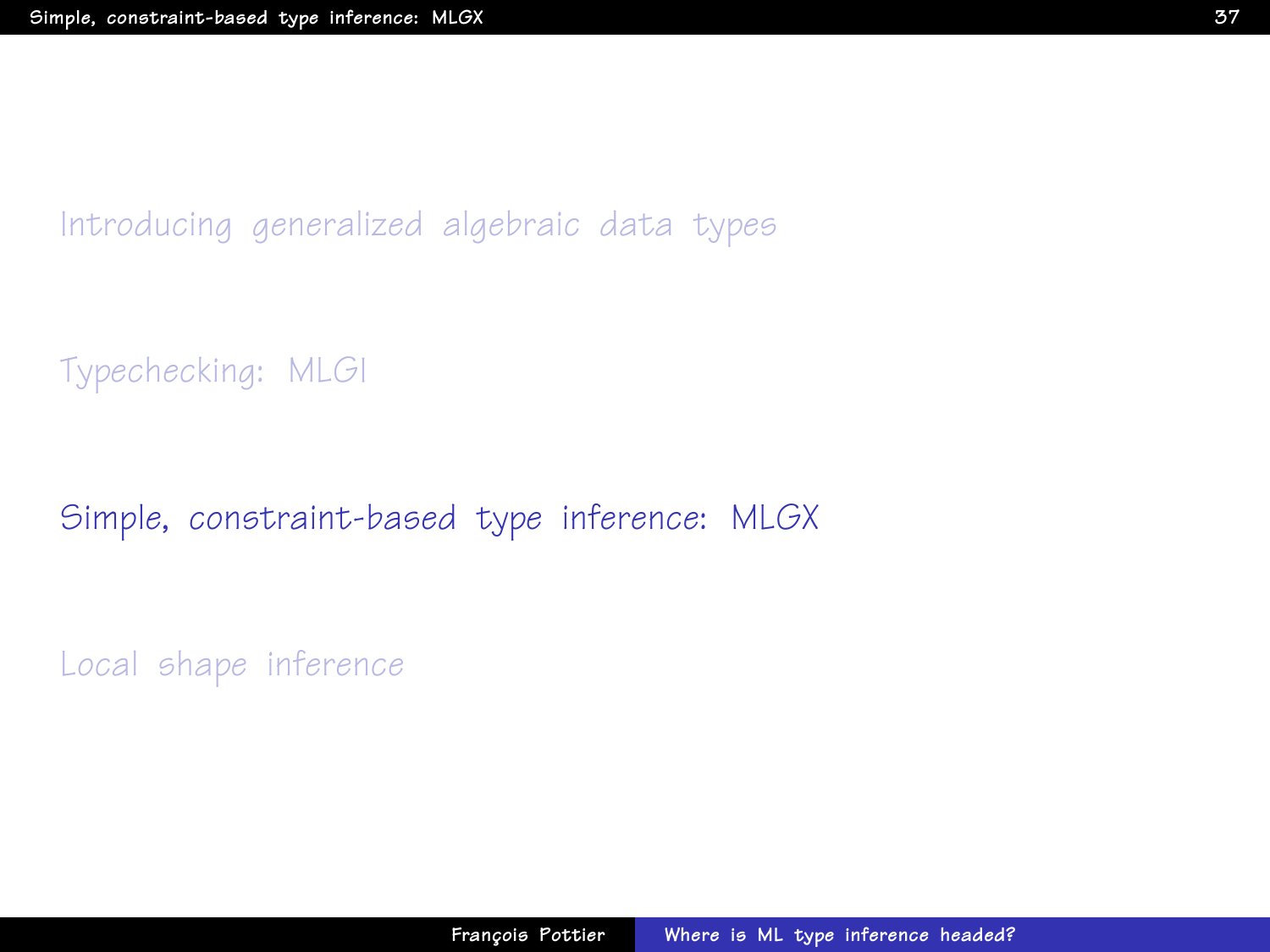Introducing generalized algebraic data types

Typechecking: MLGI

Simple, constraint-based type inference: MLGX

Local shape inference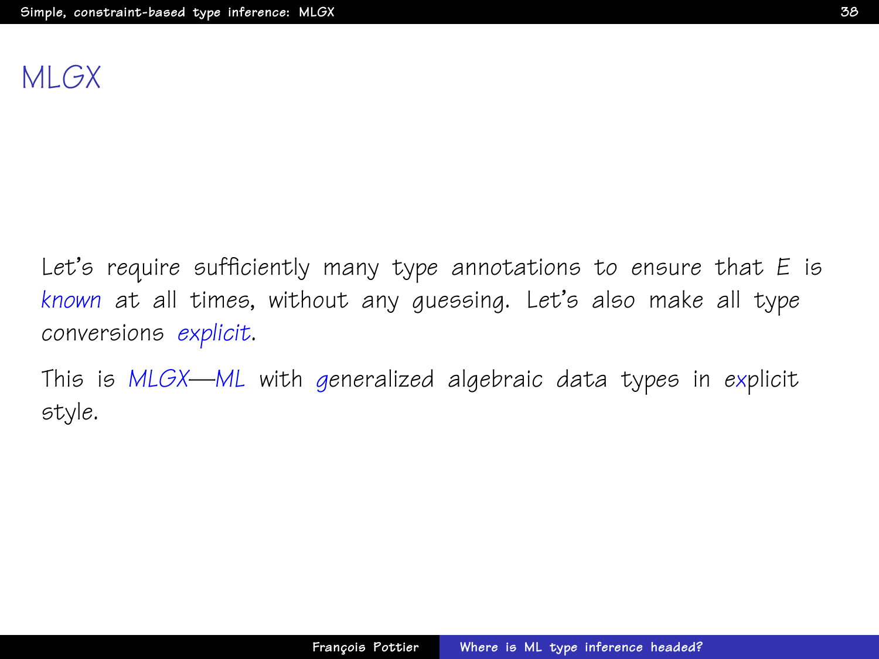# MLGX

Let's require sufficiently many type annotations to ensure that $E$ is *known* at all times, without any guessing. Let's also make all type conversions *explicit*.

This is *MLGX*—*ML* with *g*eneralized algebraic data types in e*x*plicit style.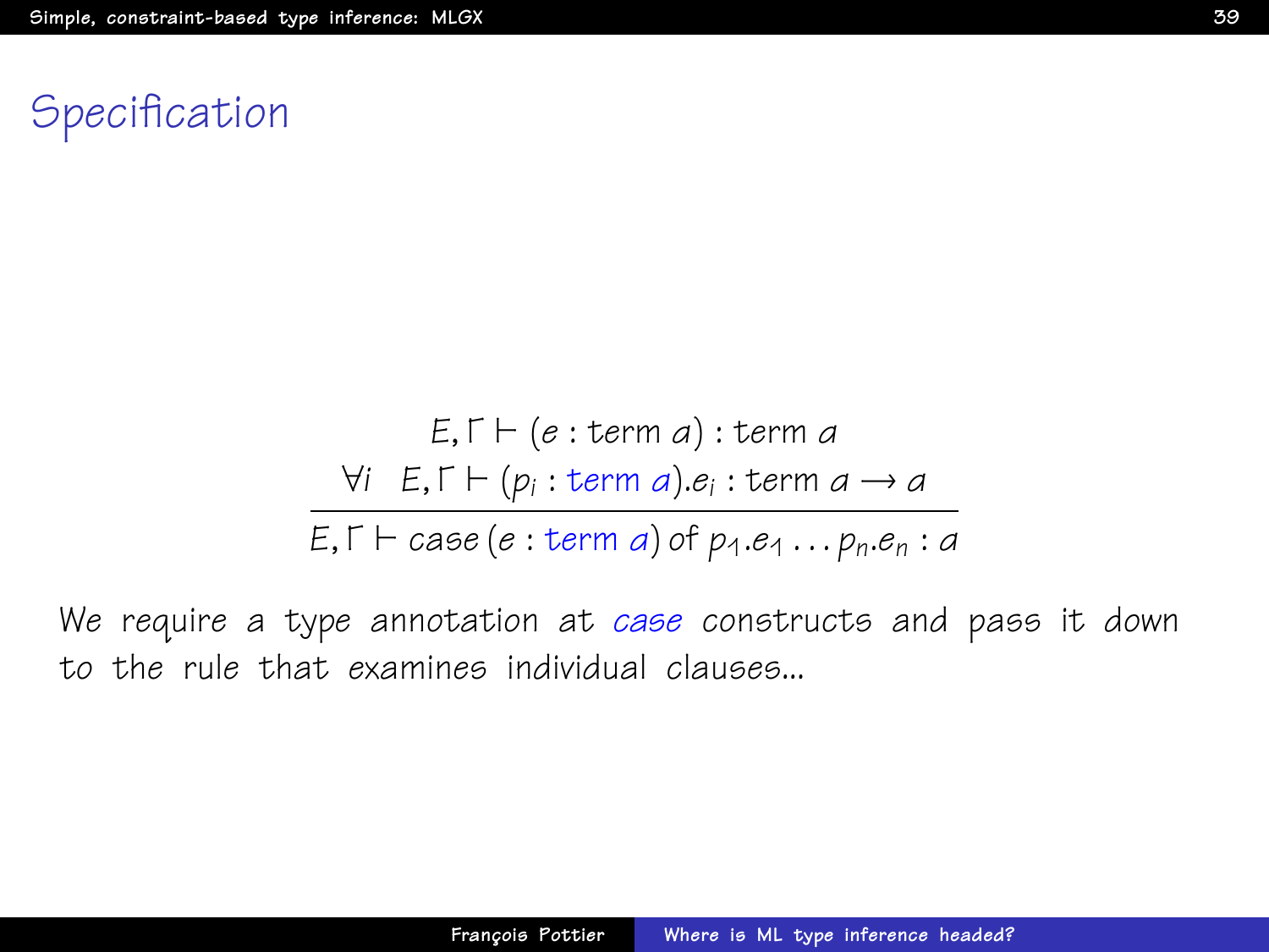# Specification

$$\frac{E, \Gamma \vdash (e : \text{term } a) : \text{term } a \qquad \forall i \quad E, \Gamma \vdash (p_i : \text{term } a).e_i : \text{term } a \longrightarrow a}{E, \Gamma \vdash \mathit{case}\,(e : \text{term } a) \text{ of } p_1.e_1 \ldots p_n.e_n : a}$$

We require a type annotation at *case* constructs and pass it down to the rule that examines individual clauses...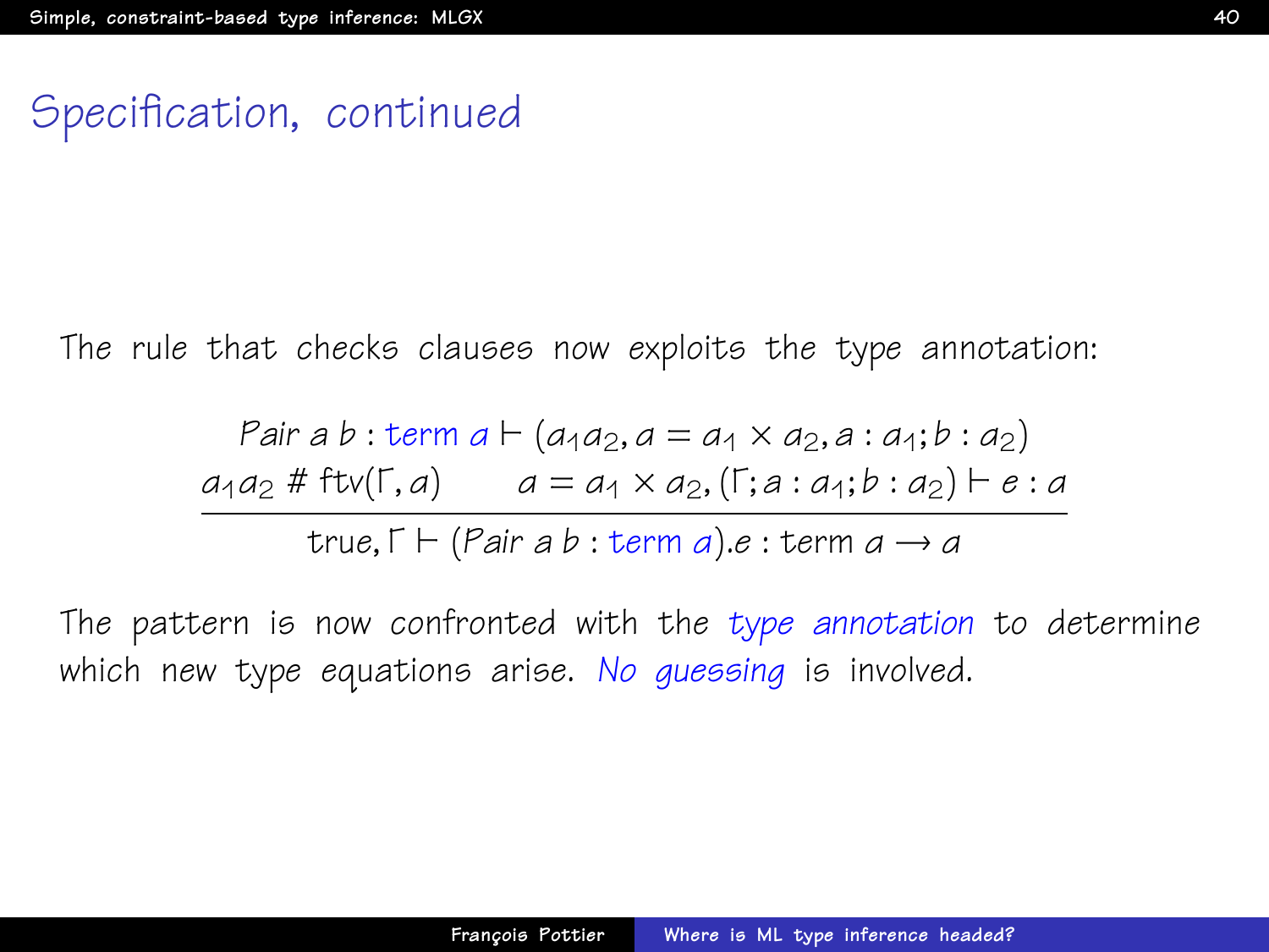## Specification, continued

The rule that checks clauses now exploits the type annotation:

$$\frac{\begin{array}{c} \mathit{Pair}\ a\ b : \text{term}\ a \vdash (a_1 a_2, a = a_1 \times a_2, a : a_1; b : a_2) \\ a_1 a_2 \ \#\ \text{ftv}(\Gamma, a) \qquad a = a_1 \times a_2, (\Gamma; a : a_1; b : a_2) \vdash e : a \end{array}}{\text{true}, \Gamma \vdash (\mathit{Pair}\ a\ b : \text{term}\ a).e : \text{term}\ a \rightarrow a}$$

The pattern is now confronted with the *type annotation* to determine which new type equations arise. *No guessing* is involved.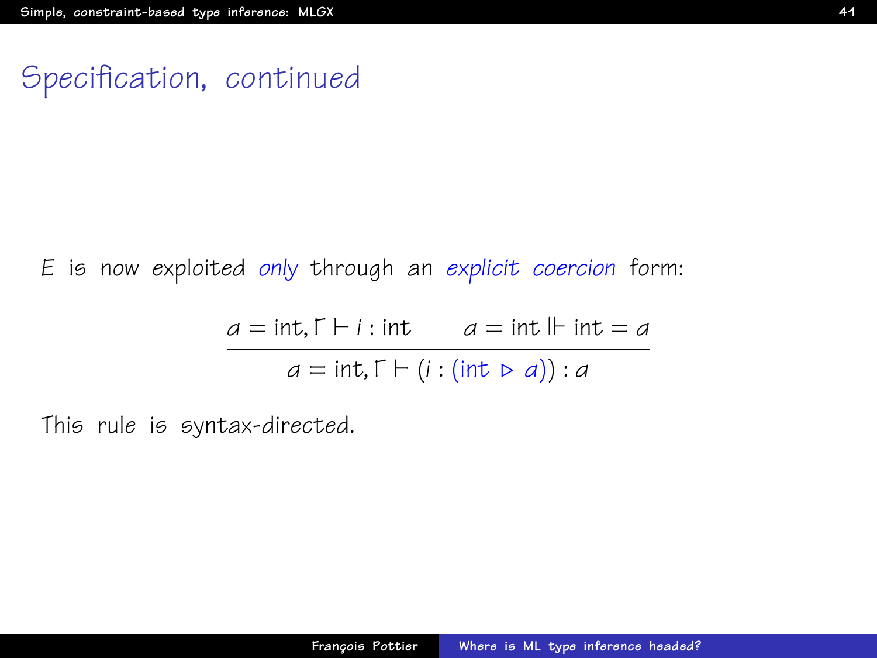# Specification, continued

$E$ is now exploited *only* through an *explicit coercion* form:

$$\frac{a = \mathsf{int}, \Gamma \vdash i : \mathsf{int} \qquad a = \mathsf{int} \Vdash \mathsf{int} = a}{a = \mathsf{int}, \Gamma \vdash (i : (\mathsf{int} \triangleright a)) : a}$$

This rule is syntax-directed.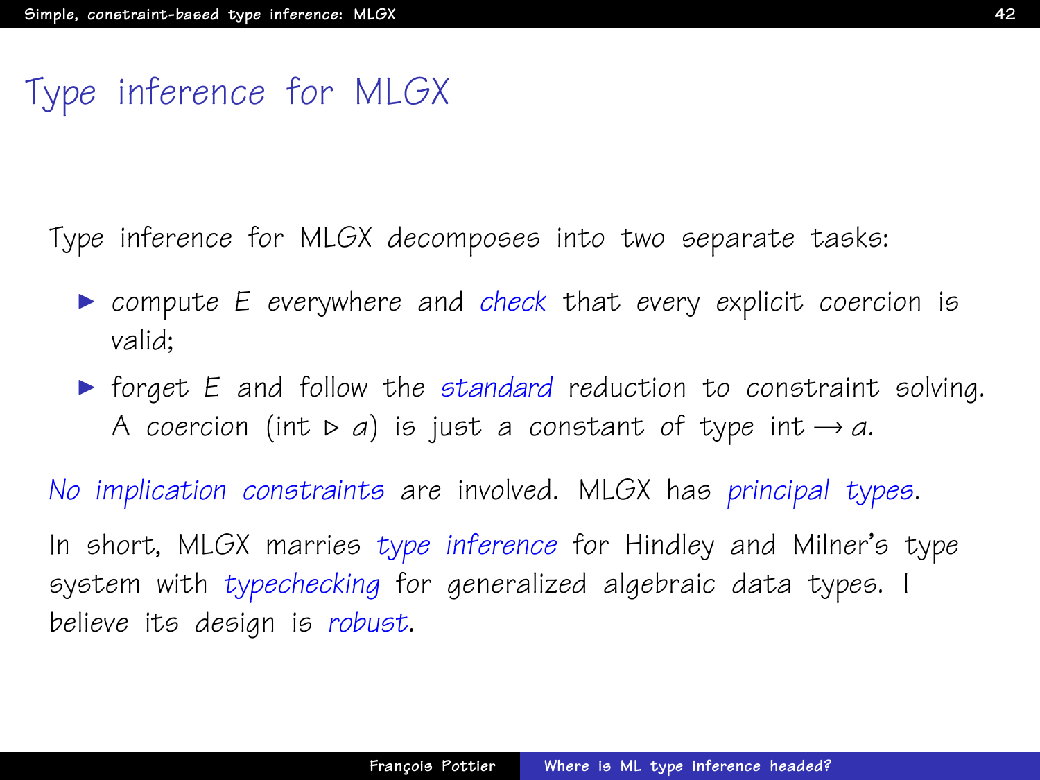# Type inference for MLGX

Type inference for MLGX *decomposes* into two separate tasks:

- compute $E$ everywhere and *check* that every explicit coercion is valid;
- forget $E$ and follow the *standard* reduction to constraint solving. A coercion $(\text{int} \triangleright a)$ is just a constant of type $\text{int} \rightarrow a$.

*No implication constraints* are involved. MLGX has *principal types*.

In short, MLGX marries *type inference* for Hindley and Milner's type system with *typechecking* for generalized algebraic data types. I believe its design is *robust*.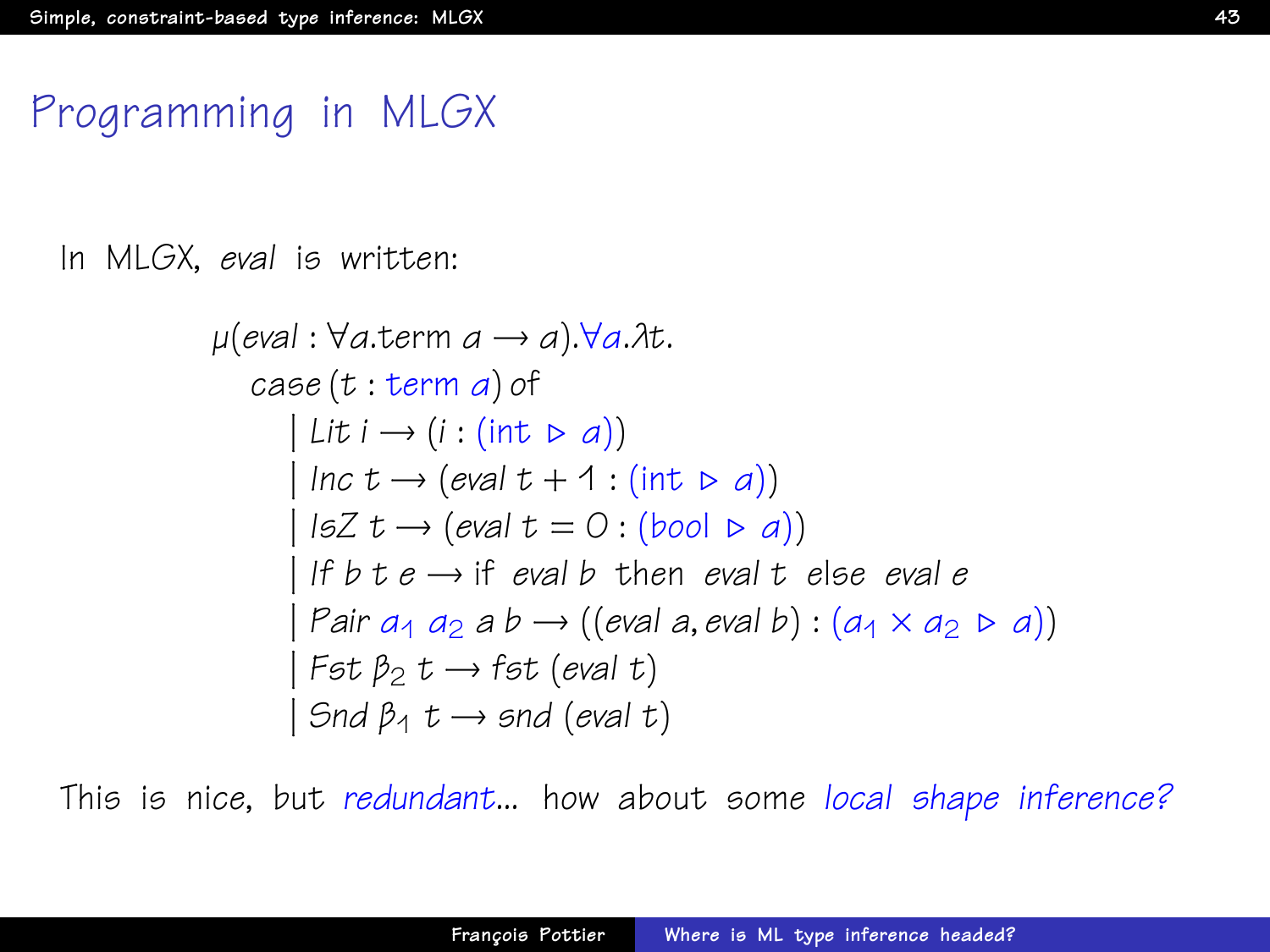# Programming in MLGX

In MLGX, *eval* is written:

$$
\begin{array}{l}
\mu(eval : \forall a.\text{term } a \rightarrow a).\forall a.\lambda t. \\
\quad case\ (t : \text{term } a)\ of \\
\quad\quad \mid Lit\ i \rightarrow (i : (\text{int} \triangleright a)) \\
\quad\quad \mid Inc\ t \rightarrow (eval\ t + 1 : (\text{int} \triangleright a)) \\
\quad\quad \mid IsZ\ t \rightarrow (eval\ t = 0 : (\text{bool} \triangleright a)) \\
\quad\quad \mid If\ b\ t\ e \rightarrow \text{if } eval\ b \text{ then } eval\ t \text{ else } eval\ e \\
\quad\quad \mid Pair\ a_1\ a_2\ a\ b \rightarrow ((eval\ a, eval\ b) : (a_1 \times a_2 \triangleright a)) \\
\quad\quad \mid Fst\ \beta_2\ t \rightarrow fst\ (eval\ t) \\
\quad\quad \mid Snd\ \beta_1\ t \rightarrow snd\ (eval\ t)
\end{array}
$$

This is nice, but *redundant*... how about some *local shape inference?*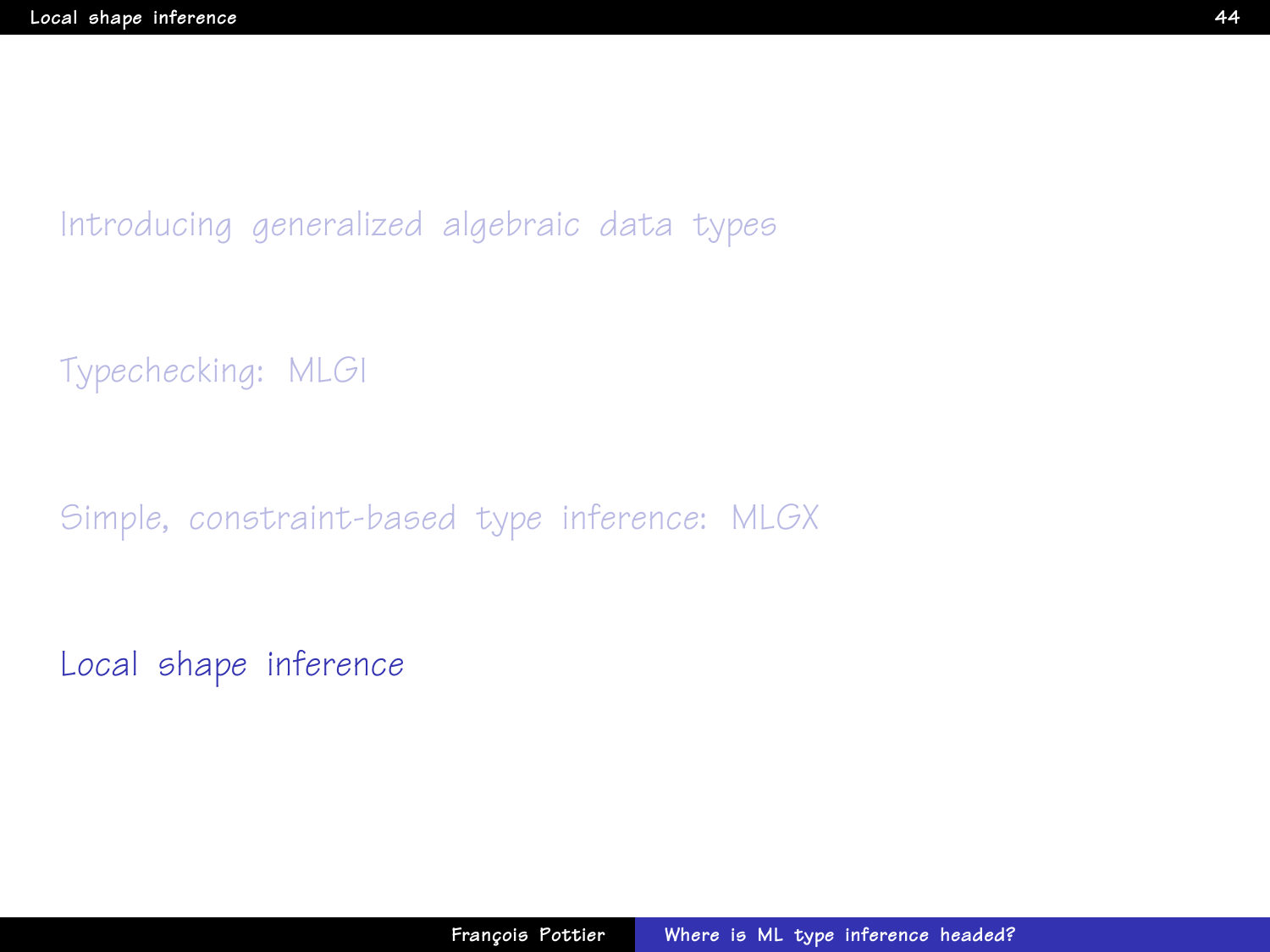Introducing generalized algebraic data types

Typechecking: MLGI

Simple, constraint-based type inference: MLGX

Local shape inference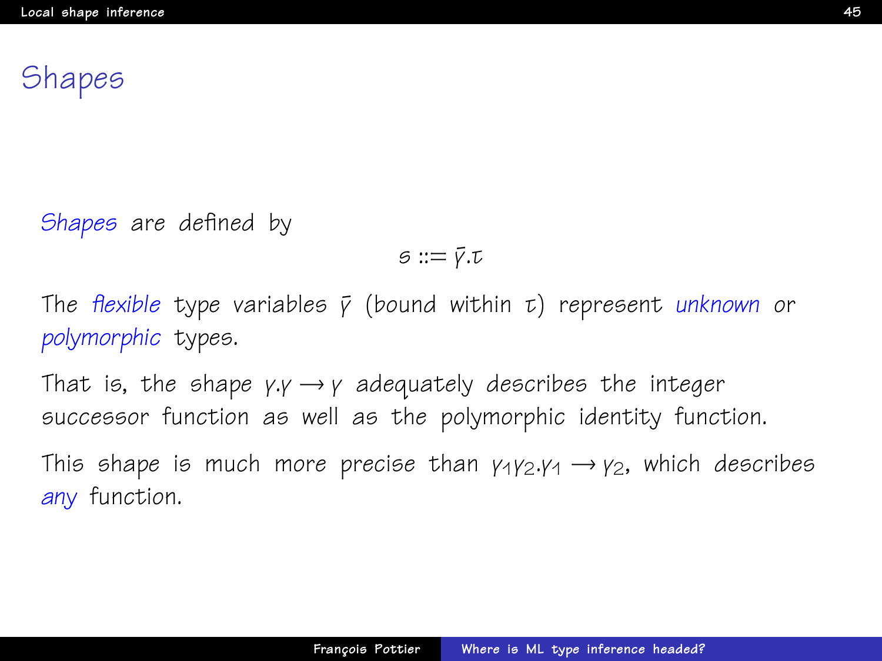# Shapes

*Shapes* are defined by

$$s ::= \bar{\gamma}.\tau$$

The *flexible* type variables $\bar{\gamma}$ (bound within $\tau$) represent *unknown* or *polymorphic* types.

That is, the shape $\gamma.\gamma \rightarrow \gamma$ adequately describes the integer successor function as well as the polymorphic identity function.

This shape is much more precise than $\gamma_1\gamma_2.\gamma_1 \rightarrow \gamma_2$, which describes *any* function.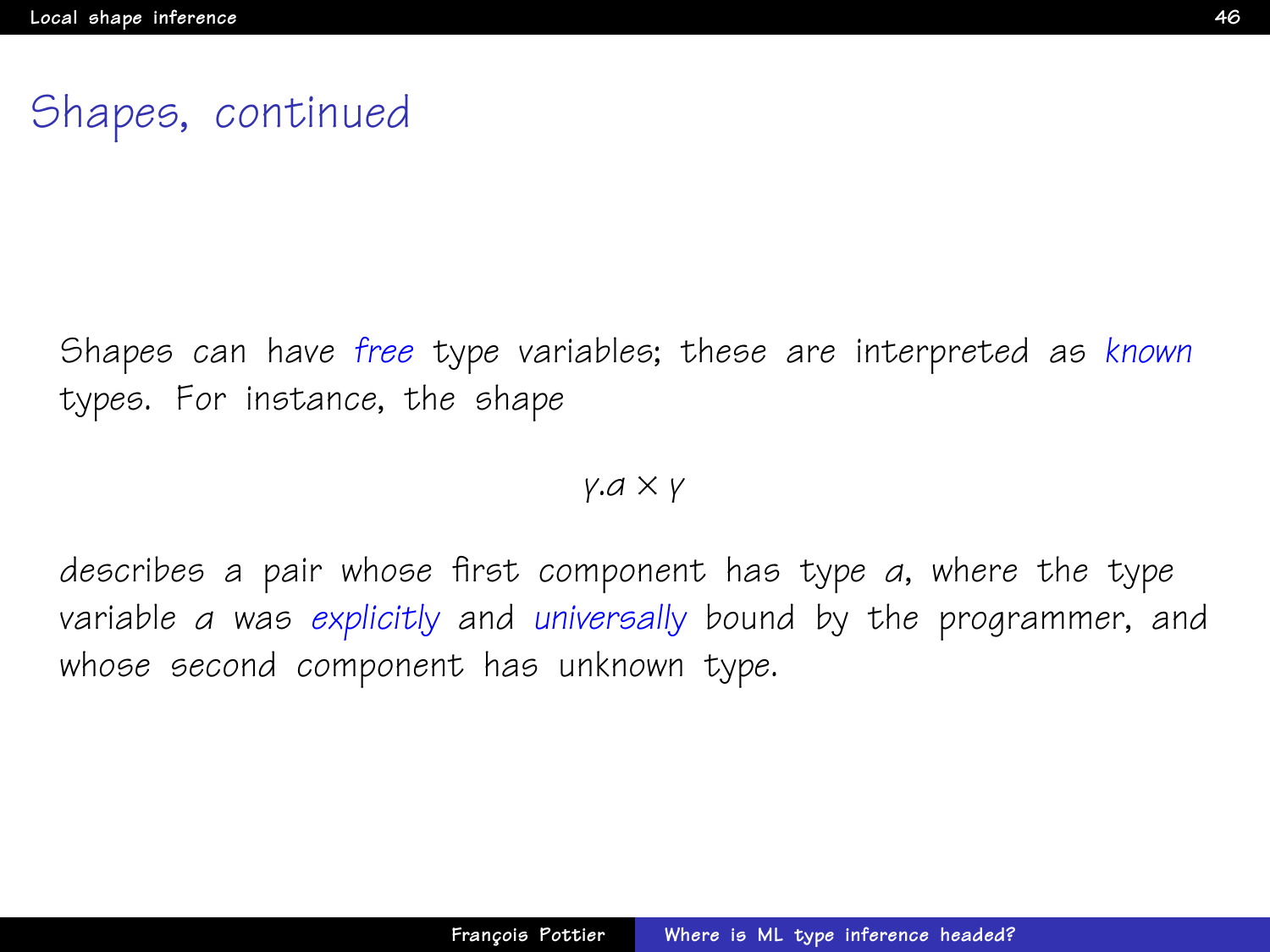# Shapes, continued

Shapes can have *free* type variables; these are interpreted as *known* types. For instance, the shape

$$\gamma.a \times \gamma$$

describes a pair whose first component has type $a$, where the type variable $a$ was *explicitly* and *universally* bound by the programmer, and whose second component has unknown type.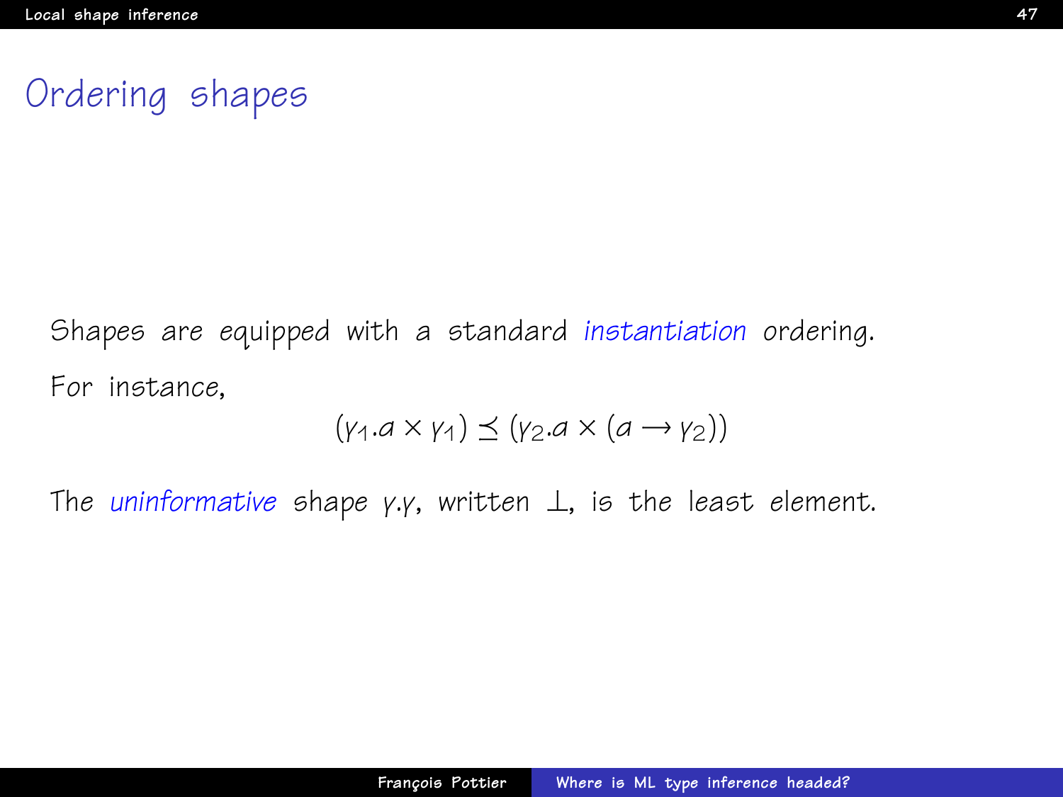# Ordering shapes

Shapes are equipped with a standard *instantiation* ordering.

For instance,

$$(\gamma_1.a \times \gamma_1) \preceq (\gamma_2.a \times (a \rightarrow \gamma_2))$$

The *uninformative* shape $\gamma.\gamma$, written $\bot$, is the least element.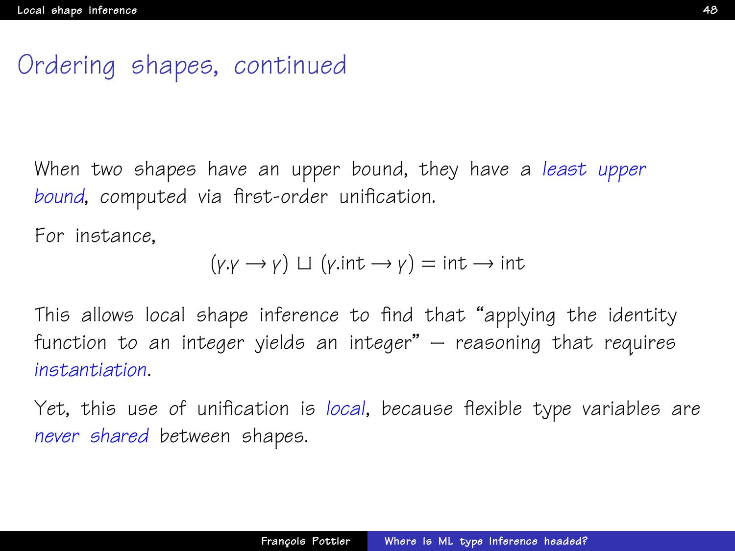# Ordering shapes, continued

When two shapes have an upper bound, they have a *least upper bound*, computed via first-order unification.

For instance,

$$(\gamma.\gamma \rightarrow \gamma) \sqcup (\gamma.\mathrm{int} \rightarrow \gamma) = \mathrm{int} \rightarrow \mathrm{int}$$

This allows local shape inference to find that "applying the identity function to an integer yields an integer" — reasoning that requires *instantiation*.

Yet, this use of unification is *local*, because flexible type variables are *never shared* between shapes.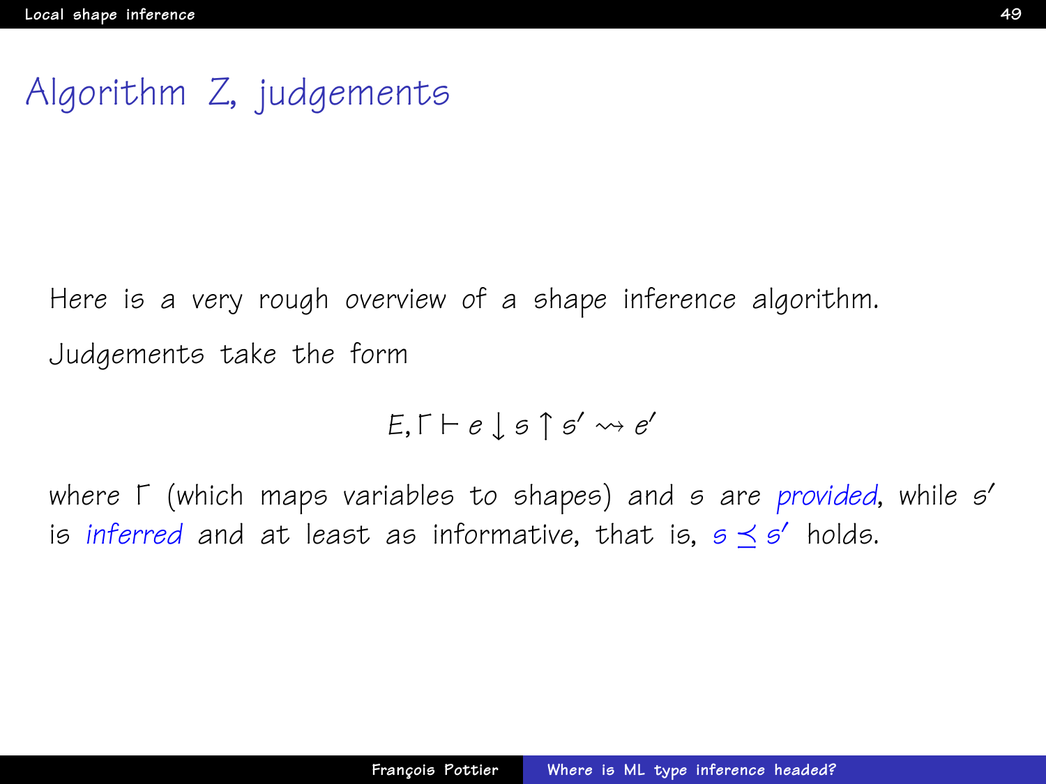# Algorithm Z, judgements

Here is a very rough overview of a shape inference algorithm.

Judgements take the form

$$E, \Gamma \vdash e \downarrow s \uparrow s' \rightsquigarrow e'$$

where $\Gamma$ (which maps variables to shapes) and $s$ are *provided*, while $s'$ is *inferred* and at least as informative, that is, $s \preceq s'$ holds.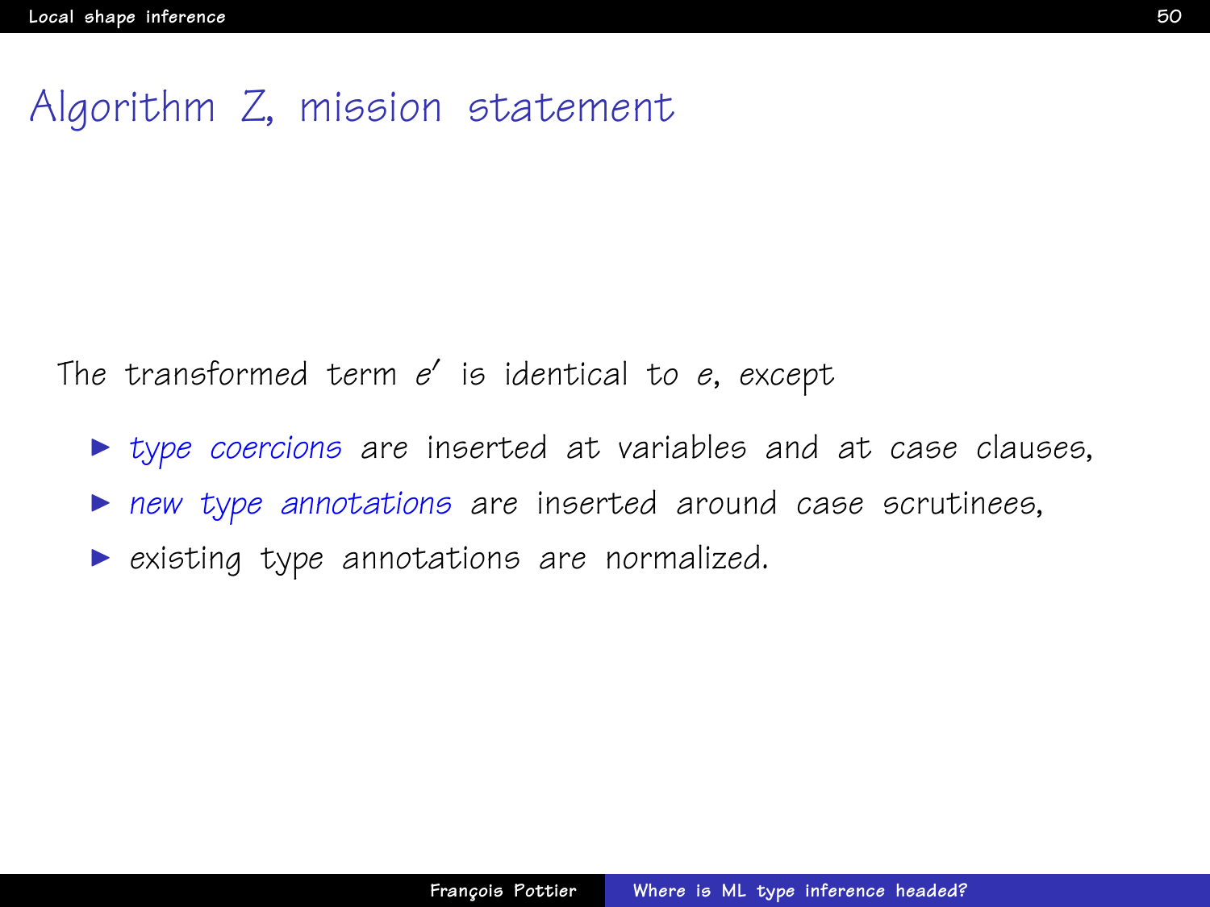# Algorithm Z, mission statement

The transformed term $e'$ is identical to $e$, except

- *type coercions* are inserted at variables and at case clauses,
- *new type annotations* are inserted around case scrutinees,
- existing type annotations are normalized.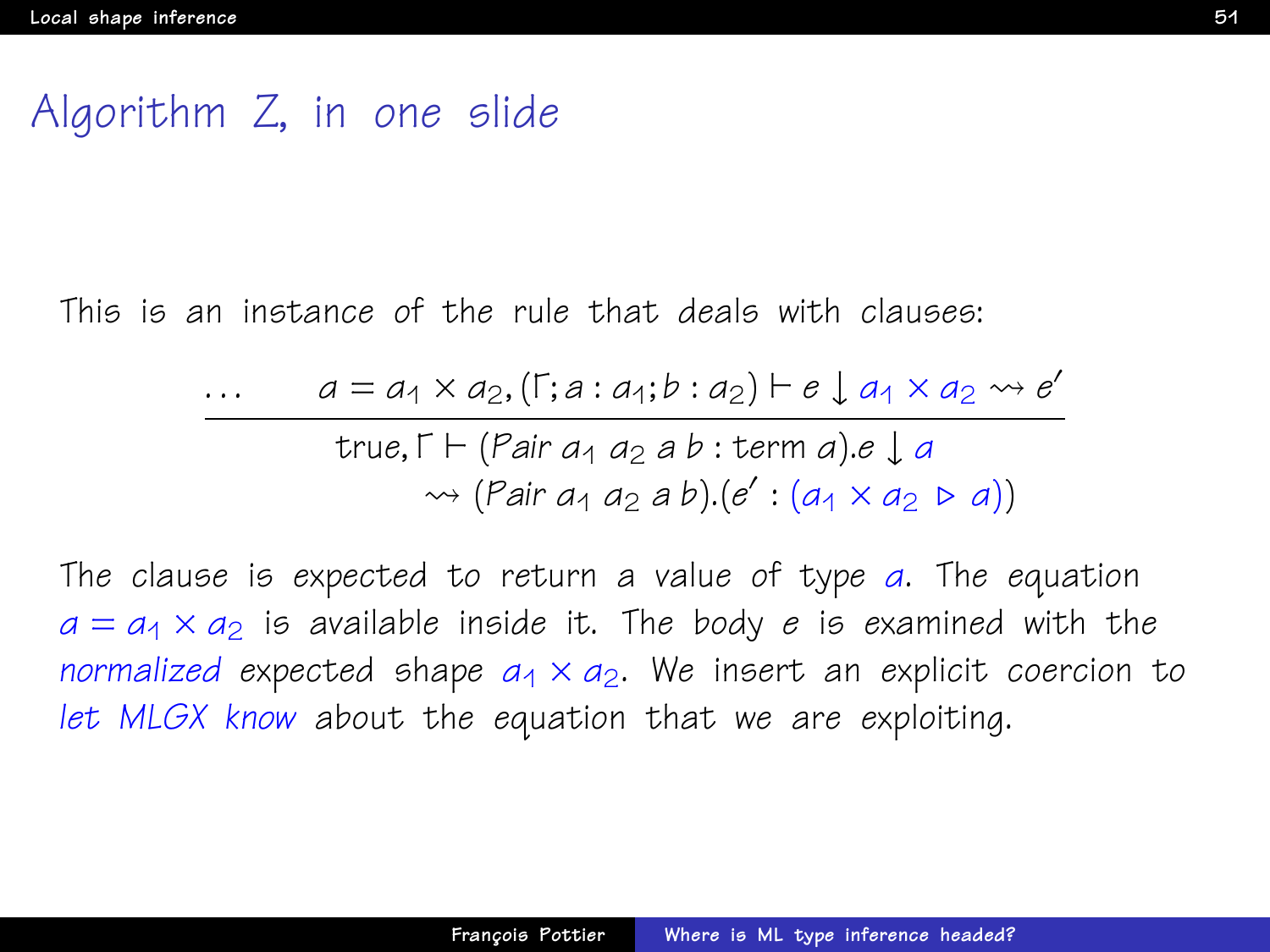# Algorithm Z, in one slide

This is an instance of the rule that deals with clauses:

$$
\frac{\ldots \qquad a = a_1 \times a_2, (\Gamma; a : a_1; b : a_2) \vdash e \downarrow a_1 \times a_2 \rightsquigarrow e'}{\begin{array}{l} \text{true}, \Gamma \vdash (\mathit{Pair}\ a_1\ a_2\ a\ b : \text{term}\ a).e \downarrow a \\ \qquad \rightsquigarrow (\mathit{Pair}\ a_1\ a_2\ a\ b).(e' : (a_1 \times a_2 \triangleright a)) \end{array}}
$$

The clause is expected to return a value of type $a$. The equation $a = a_1 \times a_2$ is available inside it. The body $e$ is examined with the *normalized* expected shape $a_1 \times a_2$. We insert an explicit coercion to *let MLGX know* about the equation that we are exploiting.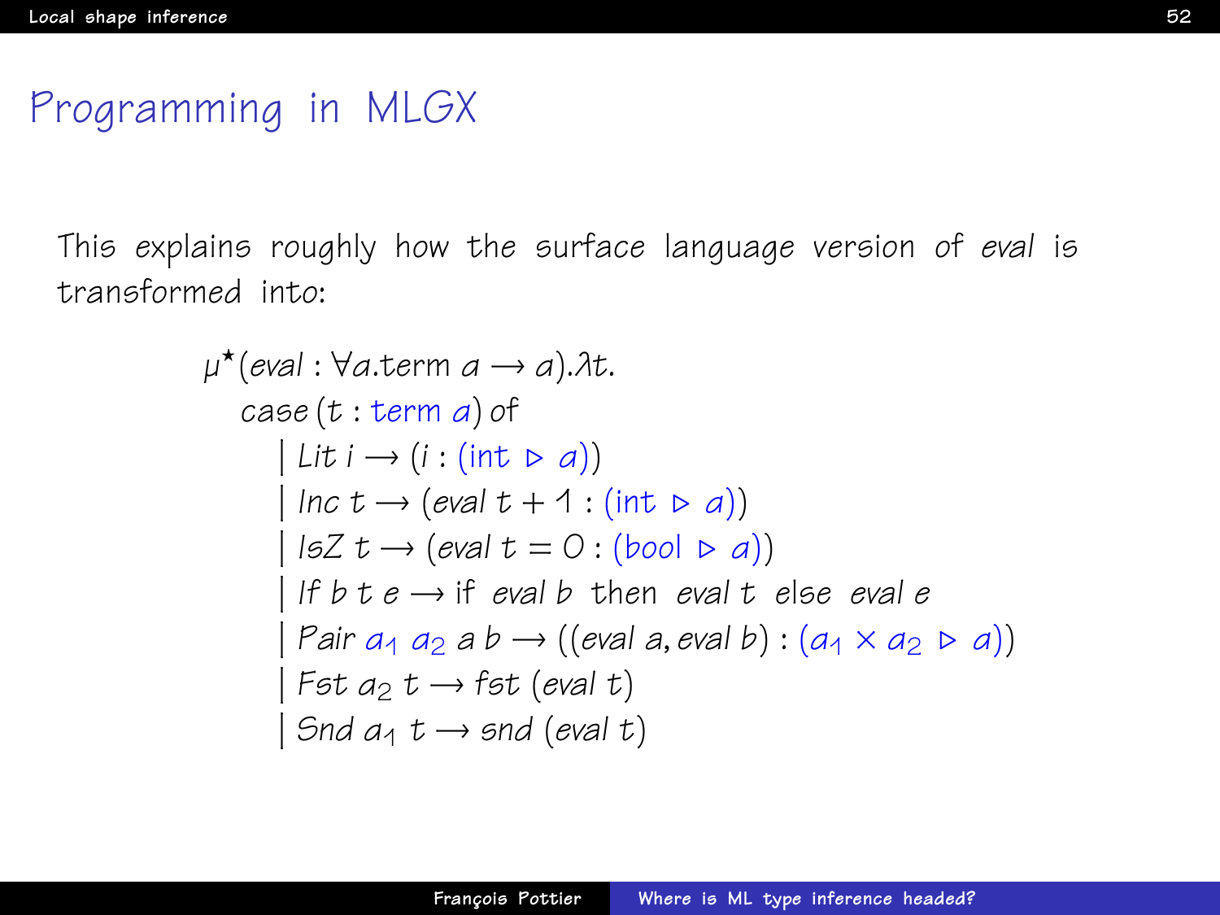# Programming in MLGX

This explains roughly how the surface language version of *eval* is transformed into:

$$
\begin{array}{l}
\mu^\star(eval : \forall a.\mathsf{term}\ a \rightarrow a).\lambda t. \\
\quad case\,(t : \mathsf{term}\ a)\ \mathsf{of} \\
\quad\quad \mid Lit\ i \rightarrow (i : (\mathsf{int} \triangleright a)) \\
\quad\quad \mid Inc\ t \rightarrow (eval\ t + 1 : (\mathsf{int} \triangleright a)) \\
\quad\quad \mid IsZ\ t \rightarrow (eval\ t = 0 : (\mathsf{bool} \triangleright a)) \\
\quad\quad \mid If\ b\ t\ e \rightarrow \mathsf{if}\ \ eval\ b\ \ \mathsf{then}\ \ eval\ t\ \ \mathsf{else}\ \ eval\ e \\
\quad\quad \mid Pair\ a_1\ a_2\ a\ b \rightarrow ((eval\ a, eval\ b) : (a_1 \times a_2 \triangleright a)) \\
\quad\quad \mid Fst\ a_2\ t \rightarrow fst\ (eval\ t) \\
\quad\quad \mid Snd\ a_1\ t \rightarrow snd\ (eval\ t)
\end{array}
$$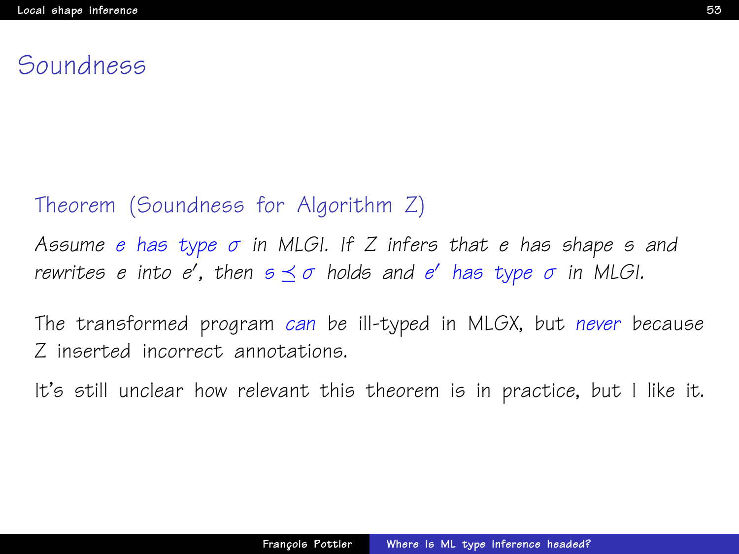# Soundness

**Theorem (Soundness for Algorithm Z)**

*Assume e has type $\sigma$ in MLGI. If Z infers that e has shape s and rewrites e into $e'$, then $s \preceq \sigma$ holds and $e'$ has type $\sigma$ in MLGI.*

The transformed program *can* be ill-typed in MLGX, but *never* because Z inserted incorrect annotations.

It's still unclear how relevant this theorem is in practice, but I like it.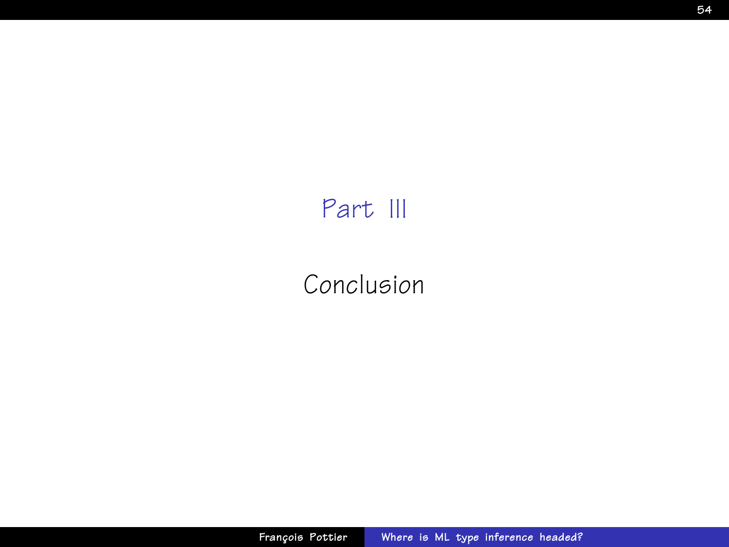# Part III

## Conclusion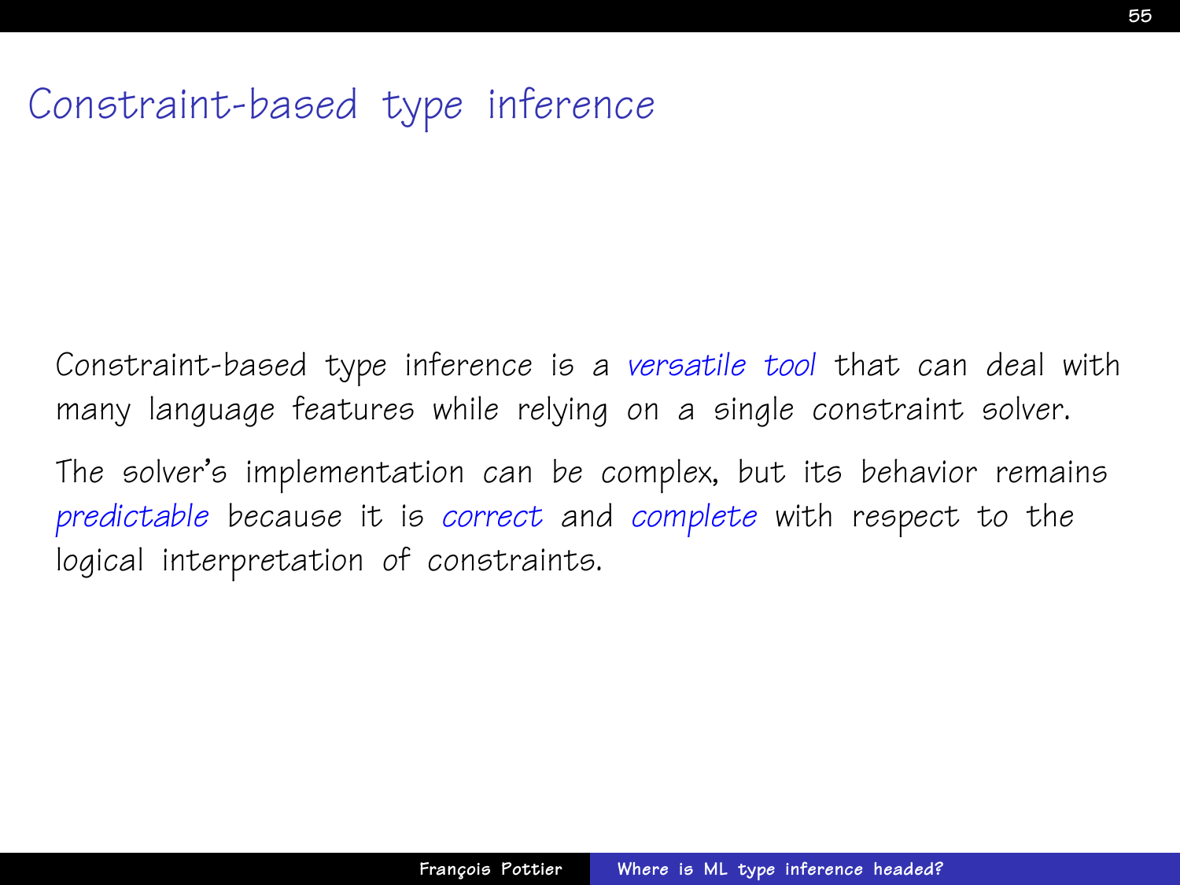# Constraint-based type inference

Constraint-based type inference is a *versatile tool* that can deal with many language features while relying on a single constraint solver.

The solver's implementation can be complex, but its behavior remains *predictable* because it is *correct* and *complete* with respect to the logical interpretation of constraints.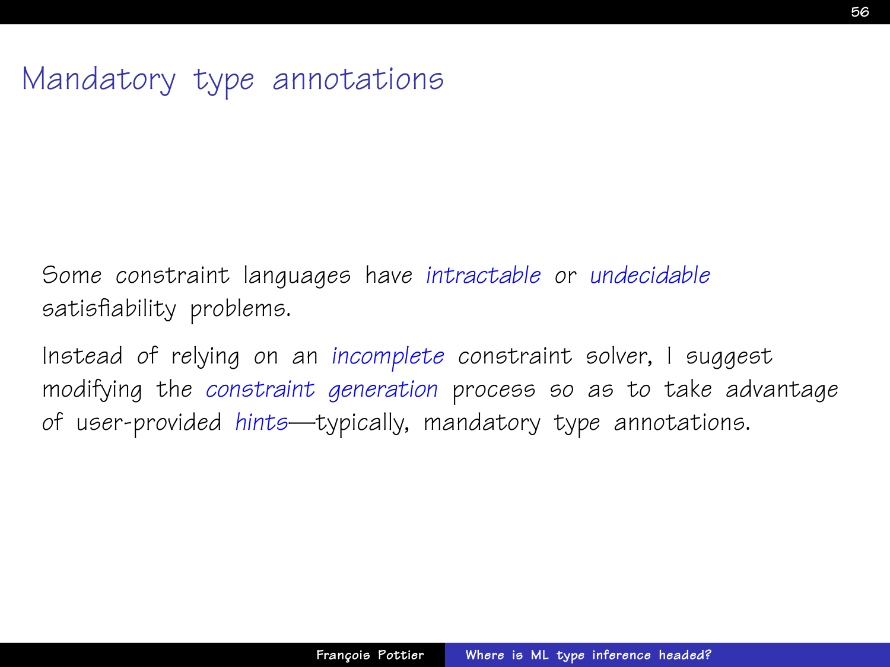# Mandatory type annotations

Some constraint languages have *intractable* or *undecidable* satisfiability problems.

Instead of relying on an *incomplete* constraint solver, I suggest modifying the *constraint generation* process so as to take advantage of user-provided *hints*—typically, mandatory type annotations.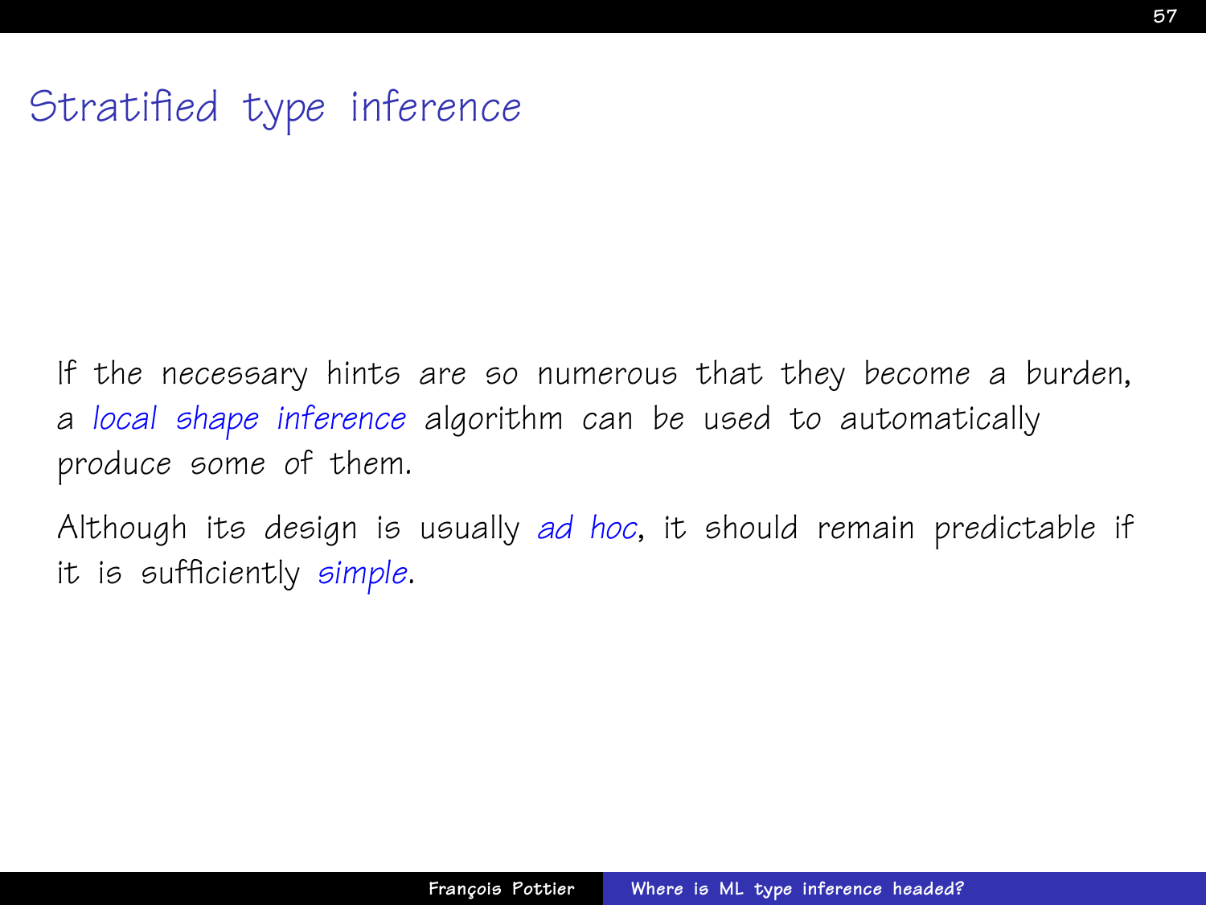# Stratified type inference

If the necessary hints are so numerous that they become a burden, a *local shape inference* algorithm can be used to automatically produce some of them.

Although its design is usually *ad hoc*, it should remain predictable if it is sufficiently *simple*.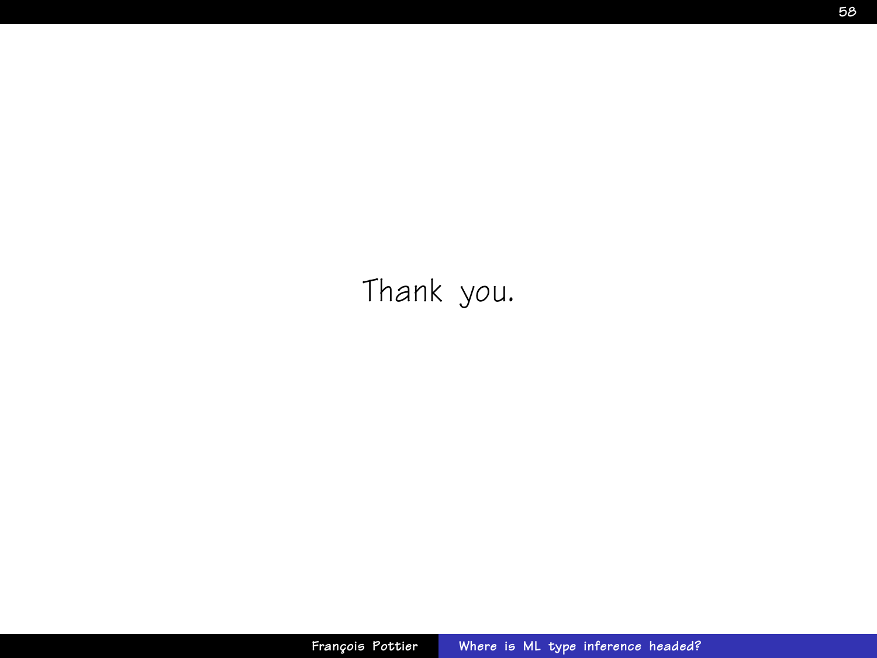Thank you.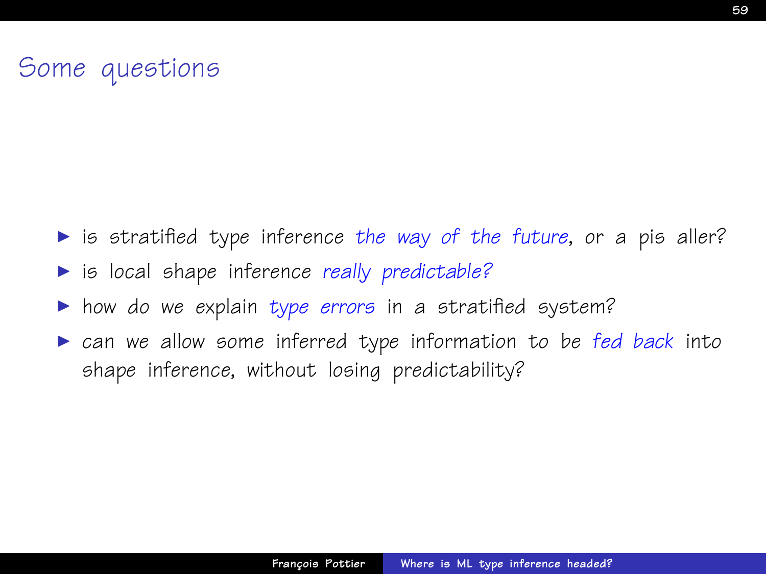# Some questions

- is stratified type inference *the way of the future*, or a pis aller?
- is local shape inference *really predictable?*
- how do we explain *type errors* in a stratified system?
- can we allow some inferred type information to be *fed back* into shape inference, without losing predictability?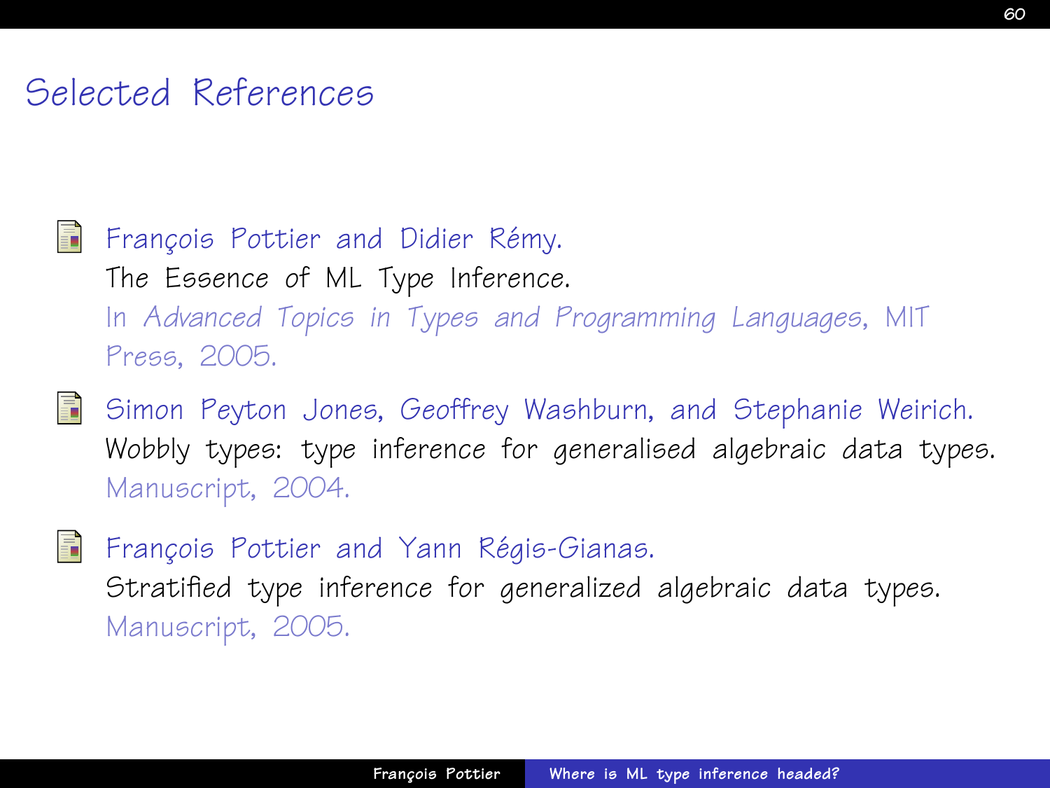# Selected References

- François Pottier and Didier Rémy.
  The Essence of ML Type Inference.
  In *Advanced Topics in Types and Programming Languages*, MIT Press, 2005.

- Simon Peyton Jones, Geoffrey Washburn, and Stephanie Weirich.
  Wobbly types: type inference for generalised algebraic data types.
  Manuscript, 2004.

- François Pottier and Yann Régis-Gianas.
  Stratified type inference for generalized algebraic data types.
  Manuscript, 2005.